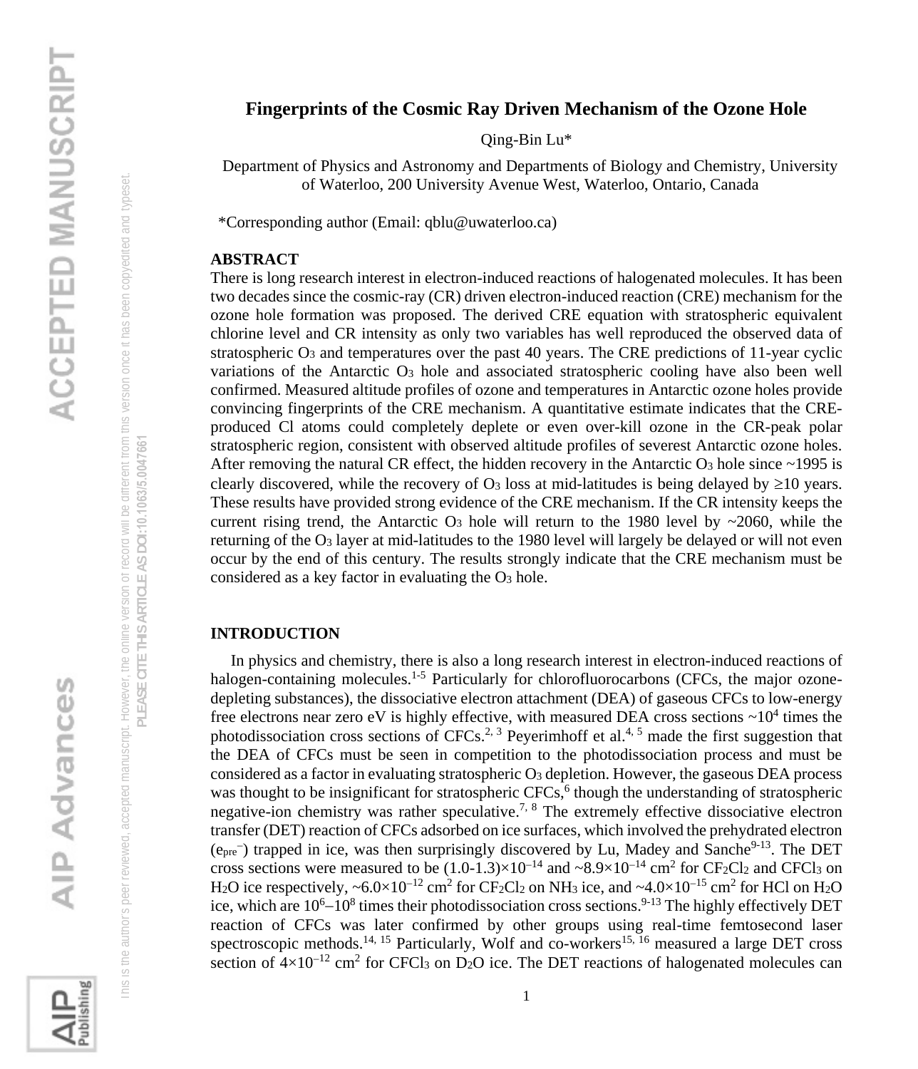# Fingerprints of the Cosmic Ray Driven Mechanism of the Ozone Hole

Qing-Bin Lu*

Department of Physics and Astronomy and Departments of Biology and Chemistry, University of Waterloo, 200 University Avenue West, Waterloo, Ontario, Canada

*Corresponding author (Email: qblu@uwaterloo.ca)

## ABSTRACT

There is long research interest in electron-induced reactions of halogenated molecules. It has been two decades since the cosmic-ray (CR) driven electron-induced reaction (CRE) mechanism for the ozone hole formation was proposed. The derived CRE equation with stratospheric equivalent chlorine level and CR intensity as only two variables has well reproduced the observed data of stratospheric $O_3$ and temperatures over the past 40 years. The CRE predictions of 11-year cyclic variations of the Antarctic $O_3$ hole and associated stratospheric cooling have also been well confirmed. Measured altitude profiles of ozone and temperatures in Antarctic ozone holes provide convincing fingerprints of the CRE mechanism. A quantitative estimate indicates that the CRE-produced Cl atoms could completely deplete or even over-kill ozone in the CR-peak polar stratospheric region, consistent with observed altitude profiles of severest Antarctic ozone holes. After removing the natural CR effect, the hidden recovery in the Antarctic $O_3$ hole since ~1995 is clearly discovered, while the recovery of $O_3$ loss at mid-latitudes is being delayed by ≥10 years. These results have provided strong evidence of the CRE mechanism. If the CR intensity keeps the current rising trend, the Antarctic $O_3$ hole will return to the 1980 level by ~2060, while the returning of the $O_3$ layer at mid-latitudes to the 1980 level will largely be delayed or will not even occur by the end of this century. The results strongly indicate that the CRE mechanism must be considered as a key factor in evaluating the $O_3$ hole.

## INTRODUCTION

In physics and chemistry, there is also a long research interest in electron-induced reactions of halogen-containing molecules.[1-5] Particularly for chlorofluorocarbons (CFCs, the major ozone-depleting substances), the dissociative electron attachment (DEA) of gaseous CFCs to low-energy free electrons near zero eV is highly effective, with measured DEA cross sections ~$10^4$ times the photodissociation cross sections of CFCs.[2, 3] Peyerimhoff et al.[4, 5] made the first suggestion that the DEA of CFCs must be seen in competition to the photodissociation process and must be considered as a factor in evaluating stratospheric $O_3$ depletion. However, the gaseous DEA process was thought to be insignificant for stratospheric CFCs,[6] though the understanding of stratospheric negative-ion chemistry was rather speculative.[7, 8] The extremely effective dissociative electron transfer (DET) reaction of CFCs adsorbed on ice surfaces, which involved the prehydrated electron ($e_{pre}^-$) trapped in ice, was then surprisingly discovered by Lu, Madey and Sanche[9-13]. The DET cross sections were measured to be $(1.0\text{-}1.3)\times10^{-14}$ and ~$8.9\times10^{-14}$ cm$^2$ for $CF_2Cl_2$ and $CFCl_3$ on $H_2O$ ice respectively, ~$6.0\times10^{-12}$ cm$^2$ for $CF_2Cl_2$ on $NH_3$ ice, and ~$4.0\times10^{-15}$ cm$^2$ for HCl on $H_2O$ ice, which are $10^6$–$10^8$ times their photodissociation cross sections.[9-13] The highly effectively DET reaction of CFCs was later confirmed by other groups using real-time femtosecond laser spectroscopic methods.[14, 15] Particularly, Wolf and co-workers[15, 16] measured a large DET cross section of $4\times10^{-12}$ cm$^2$ for $CFCl_3$ on $D_2O$ ice. The DET reactions of halogenated molecules can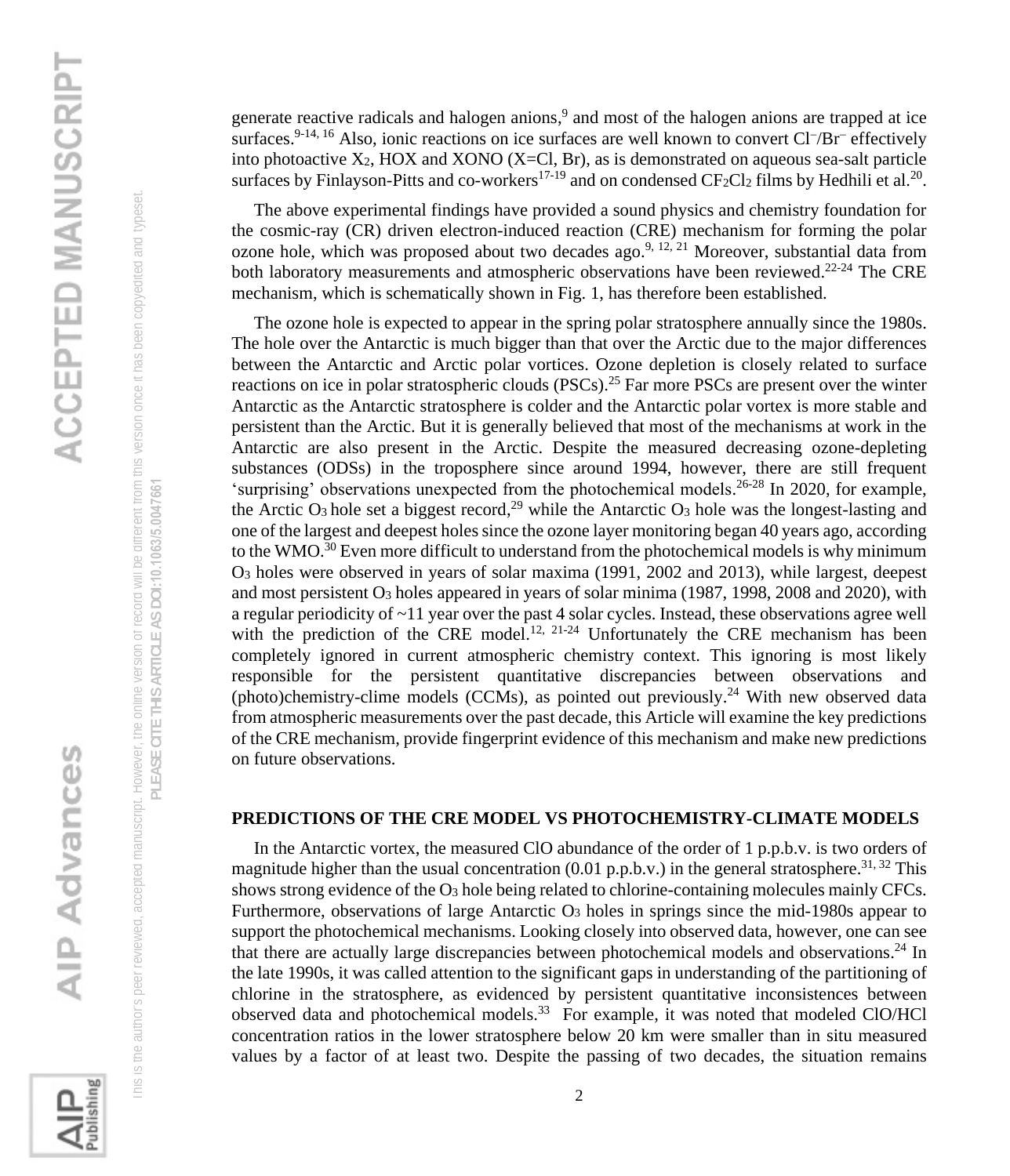generate reactive radicals and halogen anions,[9] and most of the halogen anions are trapped at ice surfaces.[9-14, 16] Also, ionic reactions on ice surfaces are well known to convert $Cl^-$/$Br^-$ effectively into photoactive $X_2$, HOX and XONO (X=Cl, Br), as is demonstrated on aqueous sea-salt particle surfaces by Finlayson-Pitts and co-workers[17-19] and on condensed $CF_2Cl_2$ films by Hedhili et al.[20].

The above experimental findings have provided a sound physics and chemistry foundation for the cosmic-ray (CR) driven electron-induced reaction (CRE) mechanism for forming the polar ozone hole, which was proposed about two decades ago.[9, 12, 21] Moreover, substantial data from both laboratory measurements and atmospheric observations have been reviewed.[22-24] The CRE mechanism, which is schematically shown in Fig. 1, has therefore been established.

The ozone hole is expected to appear in the spring polar stratosphere annually since the 1980s. The hole over the Antarctic is much bigger than that over the Arctic due to the major differences between the Antarctic and Arctic polar vortices. Ozone depletion is closely related to surface reactions on ice in polar stratospheric clouds (PSCs).[25] Far more PSCs are present over the winter Antarctic as the Antarctic stratosphere is colder and the Antarctic polar vortex is more stable and persistent than the Arctic. But it is generally believed that most of the mechanisms at work in the Antarctic are also present in the Arctic. Despite the measured decreasing ozone-depleting substances (ODSs) in the troposphere since around 1994, however, there are still frequent 'surprising' observations unexpected from the photochemical models.[26-28] In 2020, for example, the Arctic $O_3$ hole set a biggest record,[29] while the Antarctic $O_3$ hole was the longest-lasting and one of the largest and deepest holes since the ozone layer monitoring began 40 years ago, according to the WMO.[30] Even more difficult to understand from the photochemical models is why minimum $O_3$ holes were observed in years of solar maxima (1991, 2002 and 2013), while largest, deepest and most persistent $O_3$ holes appeared in years of solar minima (1987, 1998, 2008 and 2020), with a regular periodicity of ~11 year over the past 4 solar cycles. Instead, these observations agree well with the prediction of the CRE model.[12, 21-24] Unfortunately the CRE mechanism has been completely ignored in current atmospheric chemistry context. This ignoring is most likely responsible for the persistent quantitative discrepancies between observations and (photo)chemistry-clime models (CCMs), as pointed out previously.[24] With new observed data from atmospheric measurements over the past decade, this Article will examine the key predictions of the CRE mechanism, provide fingerprint evidence of this mechanism and make new predictions on future observations.

## PREDICTIONS OF THE CRE MODEL VS PHOTOCHEMISTRY-CLIMATE MODELS

In the Antarctic vortex, the measured ClO abundance of the order of 1 p.p.b.v. is two orders of magnitude higher than the usual concentration (0.01 p.p.b.v.) in the general stratosphere.[31, 32] This shows strong evidence of the $O_3$ hole being related to chlorine-containing molecules mainly CFCs. Furthermore, observations of large Antarctic $O_3$ holes in springs since the mid-1980s appear to support the photochemical mechanisms. Looking closely into observed data, however, one can see that there are actually large discrepancies between photochemical models and observations.[24] In the late 1990s, it was called attention to the significant gaps in understanding of the partitioning of chlorine in the stratosphere, as evidenced by persistent quantitative inconsistences between observed data and photochemical models.[33] For example, it was noted that modeled ClO/HCl concentration ratios in the lower stratosphere below 20 km were smaller than in situ measured values by a factor of at least two. Despite the passing of two decades, the situation remains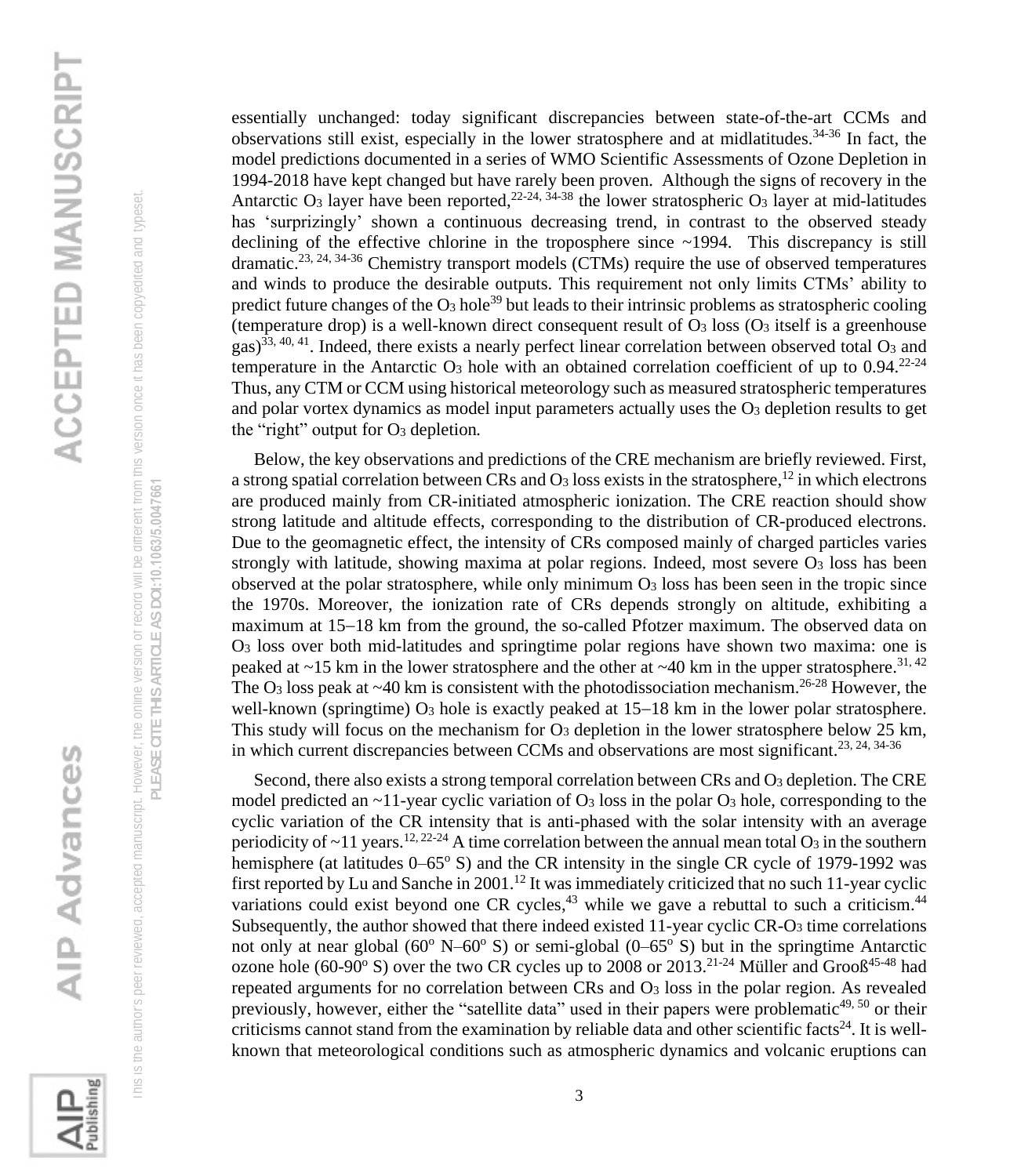essentially unchanged: today significant discrepancies between state-of-the-art CCMs and observations still exist, especially in the lower stratosphere and at midlatitudes.[34-36] In fact, the model predictions documented in a series of WMO Scientific Assessments of Ozone Depletion in 1994-2018 have kept changed but have rarely been proven. Although the signs of recovery in the Antarctic $O_3$ layer have been reported,[22-24, 34-38] the lower stratospheric $O_3$ layer at mid-latitudes has ‘surprizingly’ shown a continuous decreasing trend, in contrast to the observed steady declining of the effective chlorine in the troposphere since ~1994. This discrepancy is still dramatic.[23, 24, 34-36] Chemistry transport models (CTMs) require the use of observed temperatures and winds to produce the desirable outputs. This requirement not only limits CTMs’ ability to predict future changes of the $O_3$ hole[39] but leads to their intrinsic problems as stratospheric cooling (temperature drop) is a well-known direct consequent result of $O_3$ loss ($O_3$ itself is a greenhouse gas)[33, 40, 41]. Indeed, there exists a nearly perfect linear correlation between observed total $O_3$ and temperature in the Antarctic $O_3$ hole with an obtained correlation coefficient of up to 0.94.[22-24] Thus, any CTM or CCM using historical meteorology such as measured stratospheric temperatures and polar vortex dynamics as model input parameters actually uses the $O_3$ depletion results to get the “right” output for $O_3$ depletion.

Below, the key observations and predictions of the CRE mechanism are briefly reviewed. First, a strong spatial correlation between CRs and $O_3$ loss exists in the stratosphere,[12] in which electrons are produced mainly from CR-initiated atmospheric ionization. The CRE reaction should show strong latitude and altitude effects, corresponding to the distribution of CR-produced electrons. Due to the geomagnetic effect, the intensity of CRs composed mainly of charged particles varies strongly with latitude, showing maxima at polar regions. Indeed, most severe $O_3$ loss has been observed at the polar stratosphere, while only minimum $O_3$ loss has been seen in the tropic since the 1970s. Moreover, the ionization rate of CRs depends strongly on altitude, exhibiting a maximum at 15–18 km from the ground, the so-called Pfotzer maximum. The observed data on $O_3$ loss over both mid-latitudes and springtime polar regions have shown two maxima: one is peaked at ~15 km in the lower stratosphere and the other at ~40 km in the upper stratosphere.[31, 42] The $O_3$ loss peak at ~40 km is consistent with the photodissociation mechanism.[26-28] However, the well-known (springtime) $O_3$ hole is exactly peaked at 15–18 km in the lower polar stratosphere. This study will focus on the mechanism for $O_3$ depletion in the lower stratosphere below 25 km, in which current discrepancies between CCMs and observations are most significant.[23, 24, 34-36]

Second, there also exists a strong temporal correlation between CRs and $O_3$ depletion. The CRE model predicted an ~11-year cyclic variation of $O_3$ loss in the polar $O_3$ hole, corresponding to the cyclic variation of the CR intensity that is anti-phased with the solar intensity with an average periodicity of ~11 years.[12, 22-24] A time correlation between the annual mean total $O_3$ in the southern hemisphere (at latitudes 0–65° S) and the CR intensity in the single CR cycle of 1979-1992 was first reported by Lu and Sanche in 2001.[12] It was immediately criticized that no such 11-year cyclic variations could exist beyond one CR cycles,[43] while we gave a rebuttal to such a criticism.[44] Subsequently, the author showed that there indeed existed 11-year cyclic CR-$O_3$ time correlations not only at near global (60° N–60° S) or semi-global (0–65° S) but in the springtime Antarctic ozone hole (60-90° S) over the two CR cycles up to 2008 or 2013.[21-24] Müller and Grooß[45-48] had repeated arguments for no correlation between CRs and $O_3$ loss in the polar region. As revealed previously, however, either the “satellite data” used in their papers were problematic[49, 50] or their criticisms cannot stand from the examination by reliable data and other scientific facts[24]. It is well-known that meteorological conditions such as atmospheric dynamics and volcanic eruptions can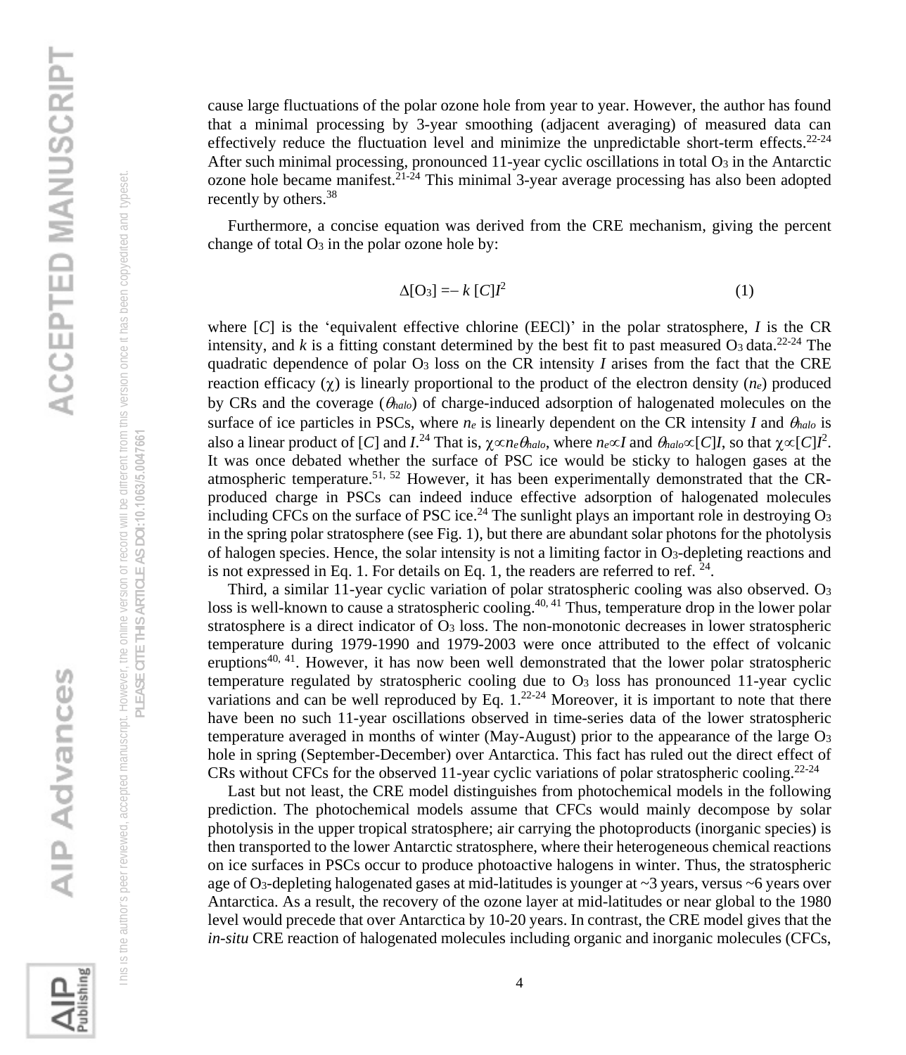cause large fluctuations of the polar ozone hole from year to year. However, the author has found that a minimal processing by 3-year smoothing (adjacent averaging) of measured data can effectively reduce the fluctuation level and minimize the unpredictable short-term effects.[22-24] After such minimal processing, pronounced 11-year cyclic oscillations in total $O_3$ in the Antarctic ozone hole became manifest.[21-24] This minimal 3-year average processing has also been adopted recently by others.[38]

Furthermore, a concise equation was derived from the CRE mechanism, giving the percent change of total $O_3$ in the polar ozone hole by:

$$\Delta[O_3] = -\,k\,[C]I^2 \qquad (1)$$

where $[C]$ is the 'equivalent effective chlorine (EECl)' in the polar stratosphere, $I$ is the CR intensity, and $k$ is a fitting constant determined by the best fit to past measured $O_3$ data.[22-24] The quadratic dependence of polar $O_3$ loss on the CR intensity $I$ arises from the fact that the CRE reaction efficacy ($\chi$) is linearly proportional to the product of the electron density ($n_e$) produced by CRs and the coverage ($\theta_{halo}$) of charge-induced adsorption of halogenated molecules on the surface of ice particles in PSCs, where $n_e$ is linearly dependent on the CR intensity $I$ and $\theta_{halo}$ is also a linear product of $[C]$ and $I$.[24] That is, $\chi \propto n_e \theta_{halo}$, where $n_e \propto I$ and $\theta_{halo} \propto [C]I$, so that $\chi \propto [C]I^2$. It was once debated whether the surface of PSC ice would be sticky to halogen gases at the atmospheric temperature.[51, 52] However, it has been experimentally demonstrated that the CR-produced charge in PSCs can indeed induce effective adsorption of halogenated molecules including CFCs on the surface of PSC ice.[24] The sunlight plays an important role in destroying $O_3$ in the spring polar stratosphere (see Fig. 1), but there are abundant solar photons for the photolysis of halogen species. Hence, the solar intensity is not a limiting factor in $O_3$-depleting reactions and is not expressed in Eq. 1. For details on Eq. 1, the readers are referred to ref. [24].

Third, a similar 11-year cyclic variation of polar stratospheric cooling was also observed. $O_3$ loss is well-known to cause a stratospheric cooling.[40, 41] Thus, temperature drop in the lower polar stratosphere is a direct indicator of $O_3$ loss. The non-monotonic decreases in lower stratospheric temperature during 1979-1990 and 1979-2003 were once attributed to the effect of volcanic eruptions[40, 41]. However, it has now been well demonstrated that the lower polar stratospheric temperature regulated by stratospheric cooling due to $O_3$ loss has pronounced 11-year cyclic variations and can be well reproduced by Eq. 1.[22-24] Moreover, it is important to note that there have been no such 11-year oscillations observed in time-series data of the lower stratospheric temperature averaged in months of winter (May-August) prior to the appearance of the large $O_3$ hole in spring (September-December) over Antarctica. This fact has ruled out the direct effect of CRs without CFCs for the observed 11-year cyclic variations of polar stratospheric cooling.[22-24]

Last but not least, the CRE model distinguishes from photochemical models in the following prediction. The photochemical models assume that CFCs would mainly decompose by solar photolysis in the upper tropical stratosphere; air carrying the photoproducts (inorganic species) is then transported to the lower Antarctic stratosphere, where their heterogeneous chemical reactions on ice surfaces in PSCs occur to produce photoactive halogens in winter. Thus, the stratospheric age of $O_3$-depleting halogenated gases at mid-latitudes is younger at ~3 years, versus ~6 years over Antarctica. As a result, the recovery of the ozone layer at mid-latitudes or near global to the 1980 level would precede that over Antarctica by 10-20 years. In contrast, the CRE model gives that the *in-situ* CRE reaction of halogenated molecules including organic and inorganic molecules (CFCs,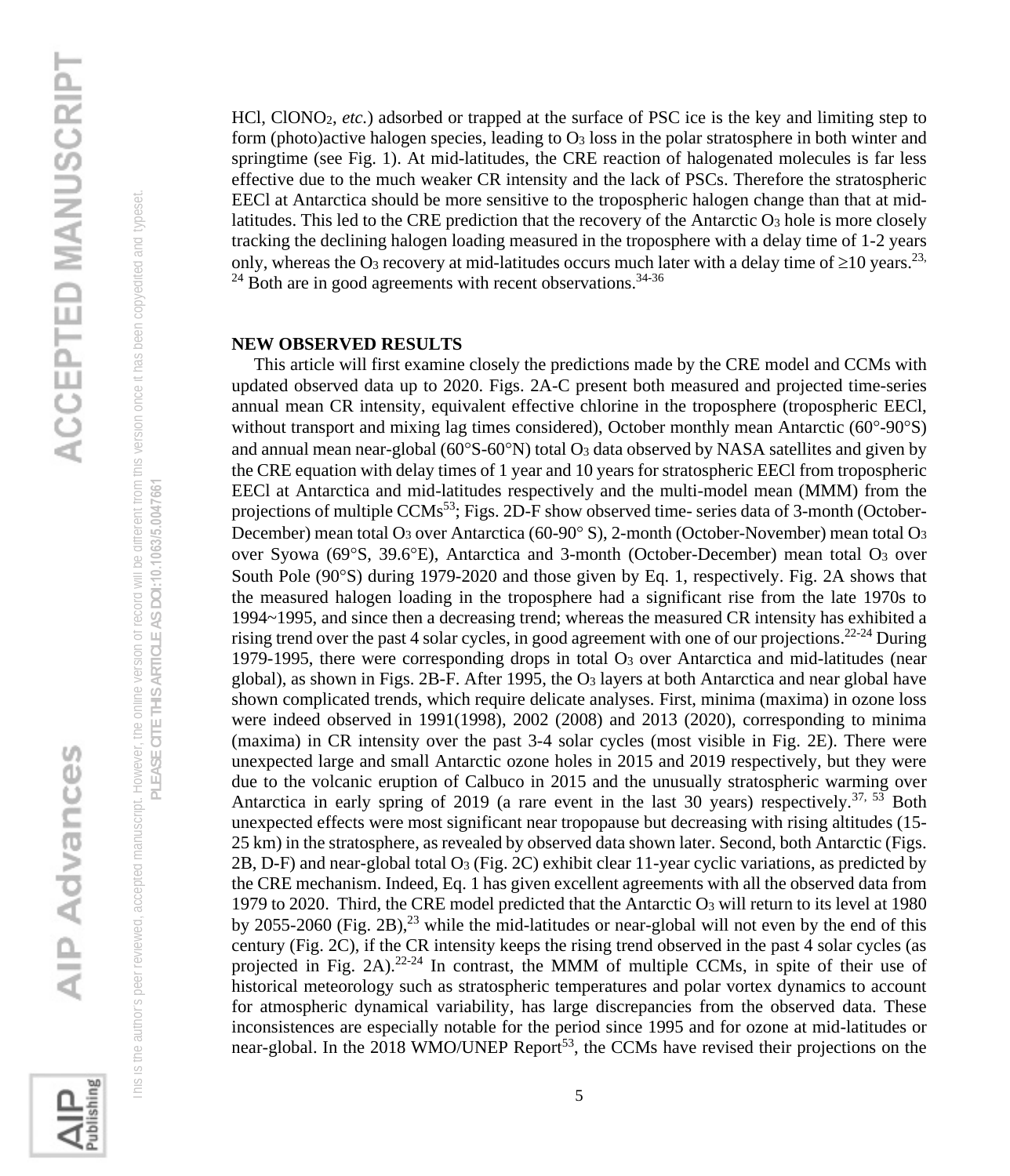HCl, $ClONO_2$, *etc.*) adsorbed or trapped at the surface of PSC ice is the key and limiting step to form (photo)active halogen species, leading to $O_3$ loss in the polar stratosphere in both winter and springtime (see Fig. 1). At mid-latitudes, the CRE reaction of halogenated molecules is far less effective due to the much weaker CR intensity and the lack of PSCs. Therefore the stratospheric EECl at Antarctica should be more sensitive to the tropospheric halogen change than that at mid-latitudes. This led to the CRE prediction that the recovery of the Antarctic $O_3$ hole is more closely tracking the declining halogen loading measured in the troposphere with a delay time of 1-2 years only, whereas the $O_3$ recovery at mid-latitudes occurs much later with a delay time of ≥10 years.[23, 24] Both are in good agreements with recent observations.[34-36]

## NEW OBSERVED RESULTS

This article will first examine closely the predictions made by the CRE model and CCMs with updated observed data up to 2020. Figs. 2A-C present both measured and projected time-series annual mean CR intensity, equivalent effective chlorine in the troposphere (tropospheric EECl, without transport and mixing lag times considered), October monthly mean Antarctic (60°-90°S) and annual mean near-global (60°S-60°N) total $O_3$ data observed by NASA satellites and given by the CRE equation with delay times of 1 year and 10 years for stratospheric EECl from tropospheric EECl at Antarctica and mid-latitudes respectively and the multi-model mean (MMM) from the projections of multiple CCMs[53]; Figs. 2D-F show observed time- series data of 3-month (October-December) mean total $O_3$ over Antarctica (60-90° S), 2-month (October-November) mean total $O_3$ over Syowa (69°S, 39.6°E), Antarctica and 3-month (October-December) mean total $O_3$ over South Pole (90°S) during 1979-2020 and those given by Eq. 1, respectively. Fig. 2A shows that the measured halogen loading in the troposphere had a significant rise from the late 1970s to 1994~1995, and since then a decreasing trend; whereas the measured CR intensity has exhibited a rising trend over the past 4 solar cycles, in good agreement with one of our projections.[22-24] During 1979-1995, there were corresponding drops in total $O_3$ over Antarctica and mid-latitudes (near global), as shown in Figs. 2B-F. After 1995, the $O_3$ layers at both Antarctica and near global have shown complicated trends, which require delicate analyses. First, minima (maxima) in ozone loss were indeed observed in 1991(1998), 2002 (2008) and 2013 (2020), corresponding to minima (maxima) in CR intensity over the past 3-4 solar cycles (most visible in Fig. 2E). There were unexpected large and small Antarctic ozone holes in 2015 and 2019 respectively, but they were due to the volcanic eruption of Calbuco in 2015 and the unusually stratospheric warming over Antarctica in early spring of 2019 (a rare event in the last 30 years) respectively.[37, 53] Both unexpected effects were most significant near tropopause but decreasing with rising altitudes (15-25 km) in the stratosphere, as revealed by observed data shown later. Second, both Antarctic (Figs. 2B, D-F) and near-global total $O_3$ (Fig. 2C) exhibit clear 11-year cyclic variations, as predicted by the CRE mechanism. Indeed, Eq. 1 has given excellent agreements with all the observed data from 1979 to 2020. Third, the CRE model predicted that the Antarctic $O_3$ will return to its level at 1980 by 2055-2060 (Fig. 2B),[23] while the mid-latitudes or near-global will not even by the end of this century (Fig. 2C), if the CR intensity keeps the rising trend observed in the past 4 solar cycles (as projected in Fig. 2A).[22-24] In contrast, the MMM of multiple CCMs, in spite of their use of historical meteorology such as stratospheric temperatures and polar vortex dynamics to account for atmospheric dynamical variability, has large discrepancies from the observed data. These inconsistences are especially notable for the period since 1995 and for ozone at mid-latitudes or near-global. In the 2018 WMO/UNEP Report[53], the CCMs have revised their projections on the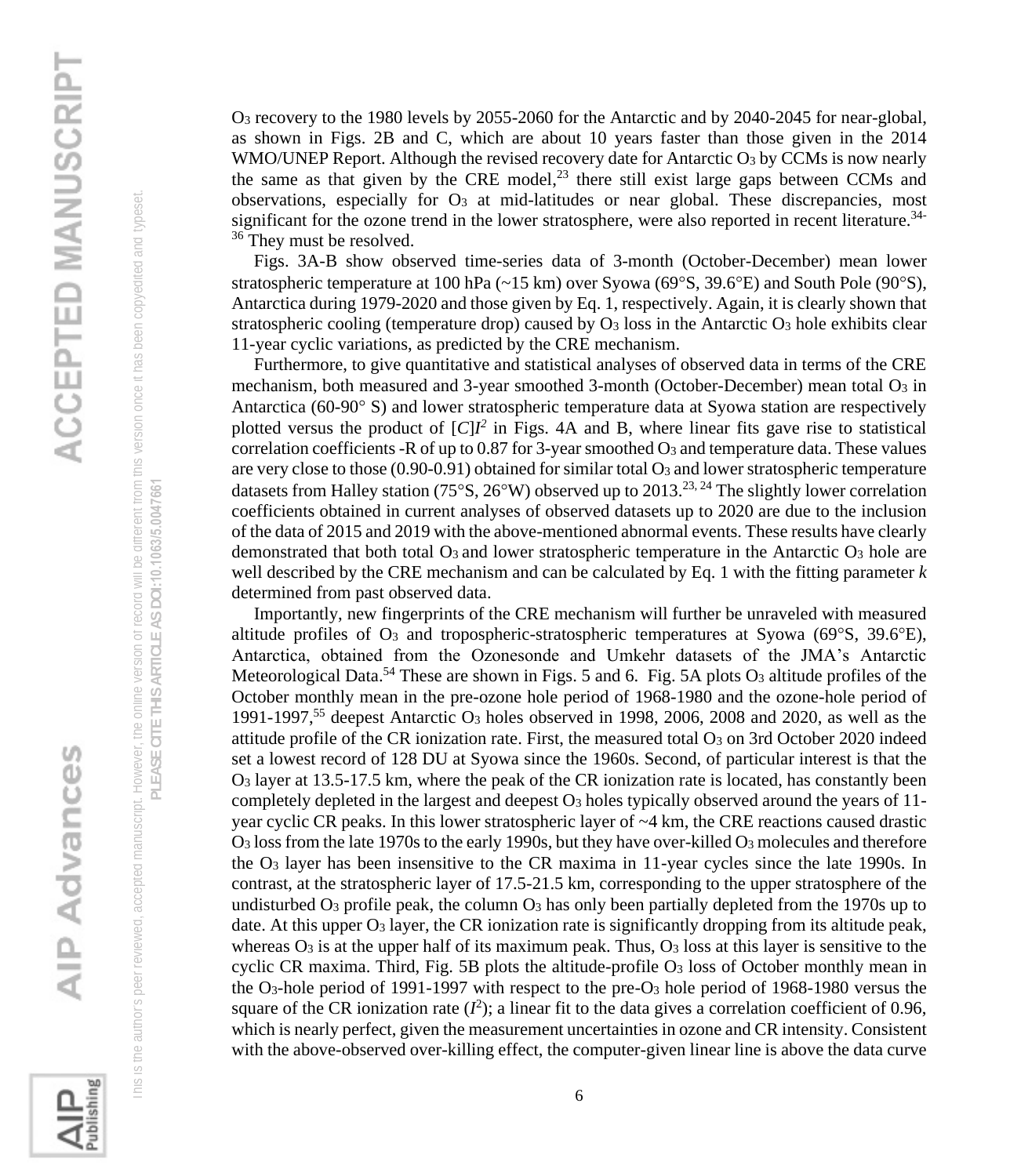$O_3$ recovery to the 1980 levels by 2055-2060 for the Antarctic and by 2040-2045 for near-global, as shown in Figs. 2B and C, which are about 10 years faster than those given in the 2014 WMO/UNEP Report. Although the revised recovery date for Antarctic $O_3$ by CCMs is now nearly the same as that given by the CRE model,[23] there still exist large gaps between CCMs and observations, especially for $O_3$ at mid-latitudes or near global. These discrepancies, most significant for the ozone trend in the lower stratosphere, were also reported in recent literature.[34-36] They must be resolved.

Figs. 3A-B show observed time-series data of 3-month (October-December) mean lower stratospheric temperature at 100 hPa (~15 km) over Syowa (69°S, 39.6°E) and South Pole (90°S), Antarctica during 1979-2020 and those given by Eq. 1, respectively. Again, it is clearly shown that stratospheric cooling (temperature drop) caused by $O_3$ loss in the Antarctic $O_3$ hole exhibits clear 11-year cyclic variations, as predicted by the CRE mechanism.

Furthermore, to give quantitative and statistical analyses of observed data in terms of the CRE mechanism, both measured and 3-year smoothed 3-month (October-December) mean total $O_3$ in Antarctica (60-90° S) and lower stratospheric temperature data at Syowa station are respectively plotted versus the product of $[C]I^2$ in Figs. 4A and B, where linear fits gave rise to statistical correlation coefficients -R of up to 0.87 for 3-year smoothed $O_3$ and temperature data. These values are very close to those (0.90-0.91) obtained for similar total $O_3$ and lower stratospheric temperature datasets from Halley station (75°S, 26°W) observed up to 2013.[23, 24] The slightly lower correlation coefficients obtained in current analyses of observed datasets up to 2020 are due to the inclusion of the data of 2015 and 2019 with the above-mentioned abnormal events. These results have clearly demonstrated that both total $O_3$ and lower stratospheric temperature in the Antarctic $O_3$ hole are well described by the CRE mechanism and can be calculated by Eq. 1 with the fitting parameter $k$ determined from past observed data.

Importantly, new fingerprints of the CRE mechanism will further be unraveled with measured altitude profiles of $O_3$ and tropospheric-stratospheric temperatures at Syowa (69°S, 39.6°E), Antarctica, obtained from the Ozonesonde and Umkehr datasets of the JMA's Antarctic Meteorological Data.[54] These are shown in Figs. 5 and 6. Fig. 5A plots $O_3$ altitude profiles of the October monthly mean in the pre-ozone hole period of 1968-1980 and the ozone-hole period of 1991-1997,[55] deepest Antarctic $O_3$ holes observed in 1998, 2006, 2008 and 2020, as well as the attitude profile of the CR ionization rate. First, the measured total $O_3$ on 3rd October 2020 indeed set a lowest record of 128 DU at Syowa since the 1960s. Second, of particular interest is that the $O_3$ layer at 13.5-17.5 km, where the peak of the CR ionization rate is located, has constantly been completely depleted in the largest and deepest $O_3$ holes typically observed around the years of 11-year cyclic CR peaks. In this lower stratospheric layer of ~4 km, the CRE reactions caused drastic $O_3$ loss from the late 1970s to the early 1990s, but they have over-killed $O_3$ molecules and therefore the $O_3$ layer has been insensitive to the CR maxima in 11-year cycles since the late 1990s. In contrast, at the stratospheric layer of 17.5-21.5 km, corresponding to the upper stratosphere of the undisturbed $O_3$ profile peak, the column $O_3$ has only been partially depleted from the 1970s up to date. At this upper $O_3$ layer, the CR ionization rate is significantly dropping from its altitude peak, whereas $O_3$ is at the upper half of its maximum peak. Thus, $O_3$ loss at this layer is sensitive to the cyclic CR maxima. Third, Fig. 5B plots the altitude-profile $O_3$ loss of October monthly mean in the $O_3$-hole period of 1991-1997 with respect to the pre-$O_3$ hole period of 1968-1980 versus the square of the CR ionization rate ($I^2$); a linear fit to the data gives a correlation coefficient of 0.96, which is nearly perfect, given the measurement uncertainties in ozone and CR intensity. Consistent with the above-observed over-killing effect, the computer-given linear line is above the data curve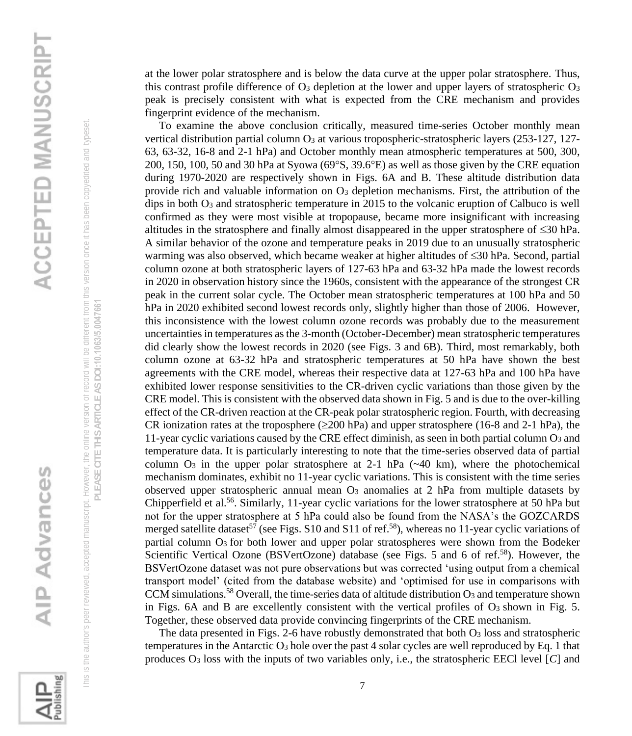at the lower polar stratosphere and is below the data curve at the upper polar stratosphere. Thus, this contrast profile difference of $O_3$ depletion at the lower and upper layers of stratospheric $O_3$ peak is precisely consistent with what is expected from the CRE mechanism and provides fingerprint evidence of the mechanism.

To examine the above conclusion critically, measured time-series October monthly mean vertical distribution partial column $O_3$ at various tropospheric-stratospheric layers (253-127, 127-63, 63-32, 16-8 and 2-1 hPa) and October monthly mean atmospheric temperatures at 500, 300, 200, 150, 100, 50 and 30 hPa at Syowa (69°S, 39.6°E) as well as those given by the CRE equation during 1970-2020 are respectively shown in Figs. 6A and B. These altitude distribution data provide rich and valuable information on $O_3$ depletion mechanisms. First, the attribution of the dips in both $O_3$ and stratospheric temperature in 2015 to the volcanic eruption of Calbuco is well confirmed as they were most visible at tropopause, became more insignificant with increasing altitudes in the stratosphere and finally almost disappeared in the upper stratosphere of ≤30 hPa. A similar behavior of the ozone and temperature peaks in 2019 due to an unusually stratospheric warming was also observed, which became weaker at higher altitudes of ≤30 hPa. Second, partial column ozone at both stratospheric layers of 127-63 hPa and 63-32 hPa made the lowest records in 2020 in observation history since the 1960s, consistent with the appearance of the strongest CR peak in the current solar cycle. The October mean stratospheric temperatures at 100 hPa and 50 hPa in 2020 exhibited second lowest records only, slightly higher than those of 2006. However, this inconsistence with the lowest column ozone records was probably due to the measurement uncertainties in temperatures as the 3-month (October-December) mean stratospheric temperatures did clearly show the lowest records in 2020 (see Figs. 3 and 6B). Third, most remarkably, both column ozone at 63-32 hPa and stratospheric temperatures at 50 hPa have shown the best agreements with the CRE model, whereas their respective data at 127-63 hPa and 100 hPa have exhibited lower response sensitivities to the CR-driven cyclic variations than those given by the CRE model. This is consistent with the observed data shown in Fig. 5 and is due to the over-killing effect of the CR-driven reaction at the CR-peak polar stratospheric region. Fourth, with decreasing CR ionization rates at the troposphere (≥200 hPa) and upper stratosphere (16-8 and 2-1 hPa), the 11-year cyclic variations caused by the CRE effect diminish, as seen in both partial column $O_3$ and temperature data. It is particularly interesting to note that the time-series observed data of partial column $O_3$ in the upper polar stratosphere at 2-1 hPa (~40 km), where the photochemical mechanism dominates, exhibit no 11-year cyclic variations. This is consistent with the time series observed upper stratospheric annual mean $O_3$ anomalies at 2 hPa from multiple datasets by Chipperfield et al.[56]. Similarly, 11-year cyclic variations for the lower stratosphere at 50 hPa but not for the upper stratosphere at 5 hPa could also be found from the NASA's the GOZCARDS merged satellite dataset[57] (see Figs. S10 and S11 of ref.[58]), whereas no 11-year cyclic variations of partial column $O_3$ for both lower and upper polar stratospheres were shown from the Bodeker Scientific Vertical Ozone (BSVertOzone) database (see Figs. 5 and 6 of ref.[58]). However, the BSVertOzone dataset was not pure observations but was corrected 'using output from a chemical transport model' (cited from the database website) and 'optimised for use in comparisons with CCM simulations.[58] Overall, the time-series data of altitude distribution $O_3$ and temperature shown in Figs. 6A and B are excellently consistent with the vertical profiles of $O_3$ shown in Fig. 5. Together, these observed data provide convincing fingerprints of the CRE mechanism.

The data presented in Figs. 2-6 have robustly demonstrated that both $O_3$ loss and stratospheric temperatures in the Antarctic $O_3$ hole over the past 4 solar cycles are well reproduced by Eq. 1 that produces $O_3$ loss with the inputs of two variables only, i.e., the stratospheric EECl level [$C$] and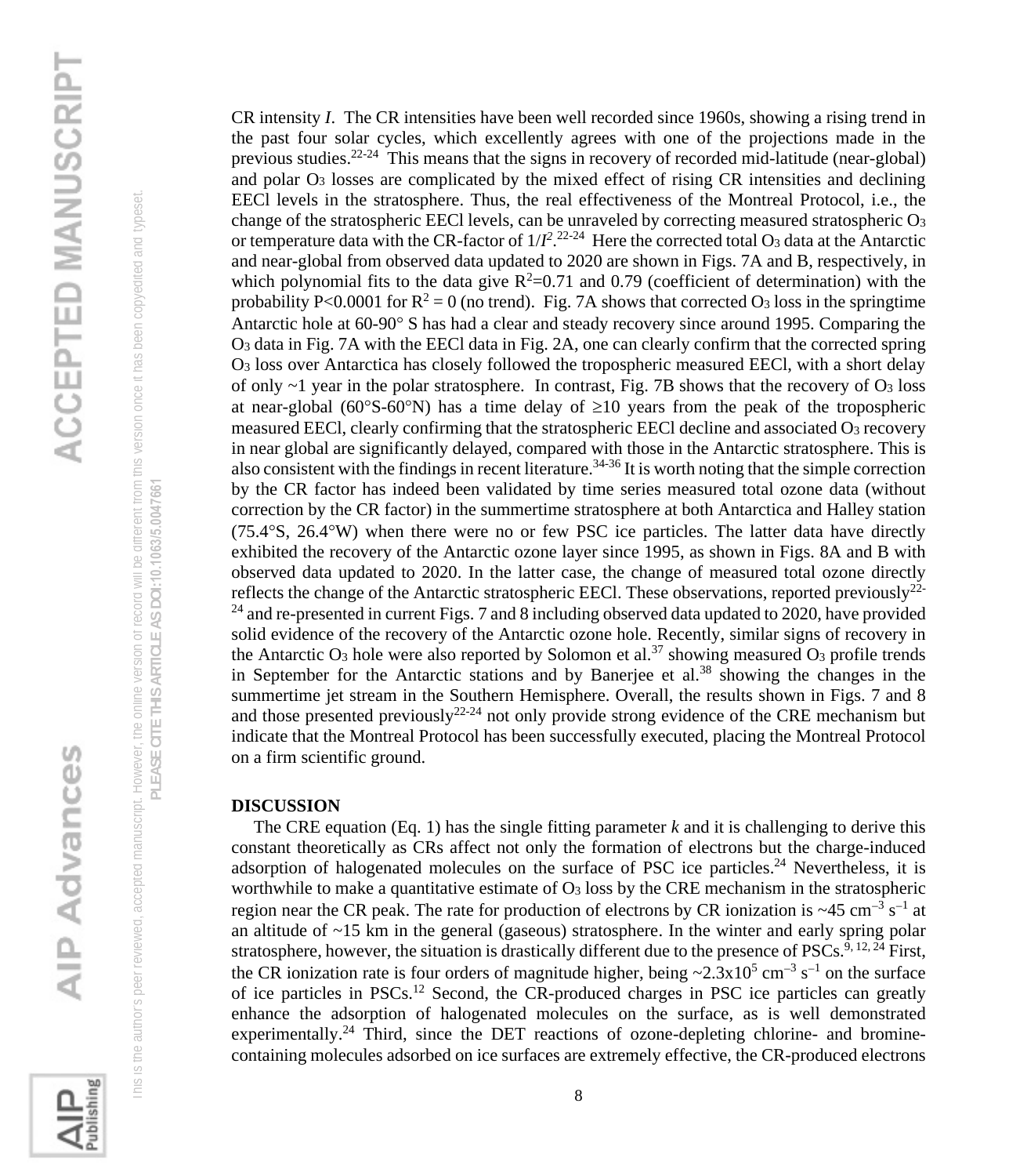CR intensity *I*. The CR intensities have been well recorded since 1960s, showing a rising trend in the past four solar cycles, which excellently agrees with one of the projections made in the previous studies.[22-24] This means that the signs in recovery of recorded mid-latitude (near-global) and polar $O_3$ losses are complicated by the mixed effect of rising CR intensities and declining EECl levels in the stratosphere. Thus, the real effectiveness of the Montreal Protocol, i.e., the change of the stratospheric EECl levels, can be unraveled by correcting measured stratospheric $O_3$ or temperature data with the CR-factor of $1/I^2$.[22-24] Here the corrected total $O_3$ data at the Antarctic and near-global from observed data updated to 2020 are shown in Figs. 7A and B, respectively, in which polynomial fits to the data give $R^2$=0.71 and 0.79 (coefficient of determination) with the probability $P<0.0001$ for $R^2 = 0$ (no trend). Fig. 7A shows that corrected $O_3$ loss in the springtime Antarctic hole at 60-90° S has had a clear and steady recovery since around 1995. Comparing the $O_3$ data in Fig. 7A with the EECl data in Fig. 2A, one can clearly confirm that the corrected spring $O_3$ loss over Antarctica has closely followed the tropospheric measured EECl, with a short delay of only ~1 year in the polar stratosphere. In contrast, Fig. 7B shows that the recovery of $O_3$ loss at near-global (60°S-60°N) has a time delay of ≥10 years from the peak of the tropospheric measured EECl, clearly confirming that the stratospheric EECl decline and associated $O_3$ recovery in near global are significantly delayed, compared with those in the Antarctic stratosphere. This is also consistent with the findings in recent literature.[34-36] It is worth noting that the simple correction by the CR factor has indeed been validated by time series measured total ozone data (without correction by the CR factor) in the summertime stratosphere at both Antarctica and Halley station (75.4°S, 26.4°W) when there were no or few PSC ice particles. The latter data have directly exhibited the recovery of the Antarctic ozone layer since 1995, as shown in Figs. 8A and B with observed data updated to 2020. In the latter case, the change of measured total ozone directly reflects the change of the Antarctic stratospheric EECl. These observations, reported previously[22-24] and re-presented in current Figs. 7 and 8 including observed data updated to 2020, have provided solid evidence of the recovery of the Antarctic ozone hole. Recently, similar signs of recovery in the Antarctic $O_3$ hole were also reported by Solomon et al.[37] showing measured $O_3$ profile trends in September for the Antarctic stations and by Banerjee et al.[38] showing the changes in the summertime jet stream in the Southern Hemisphere. Overall, the results shown in Figs. 7 and 8 and those presented previously[22-24] not only provide strong evidence of the CRE mechanism but indicate that the Montreal Protocol has been successfully executed, placing the Montreal Protocol on a firm scientific ground.

## DISCUSSION

The CRE equation (Eq. 1) has the single fitting parameter *k* and it is challenging to derive this constant theoretically as CRs affect not only the formation of electrons but the charge-induced adsorption of halogenated molecules on the surface of PSC ice particles.[24] Nevertheless, it is worthwhile to make a quantitative estimate of $O_3$ loss by the CRE mechanism in the stratospheric region near the CR peak. The rate for production of electrons by CR ionization is ~45 $cm^{-3}$ $s^{-1}$ at an altitude of ~15 km in the general (gaseous) stratosphere. In the winter and early spring polar stratosphere, however, the situation is drastically different due to the presence of PSCs.[9, 12, 24] First, the CR ionization rate is four orders of magnitude higher, being ~$2.3\times10^5$ $cm^{-3}$ $s^{-1}$ on the surface of ice particles in PSCs.[12] Second, the CR-produced charges in PSC ice particles can greatly enhance the adsorption of halogenated molecules on the surface, as is well demonstrated experimentally.[24] Third, since the DET reactions of ozone-depleting chlorine- and bromine-containing molecules adsorbed on ice surfaces are extremely effective, the CR-produced electrons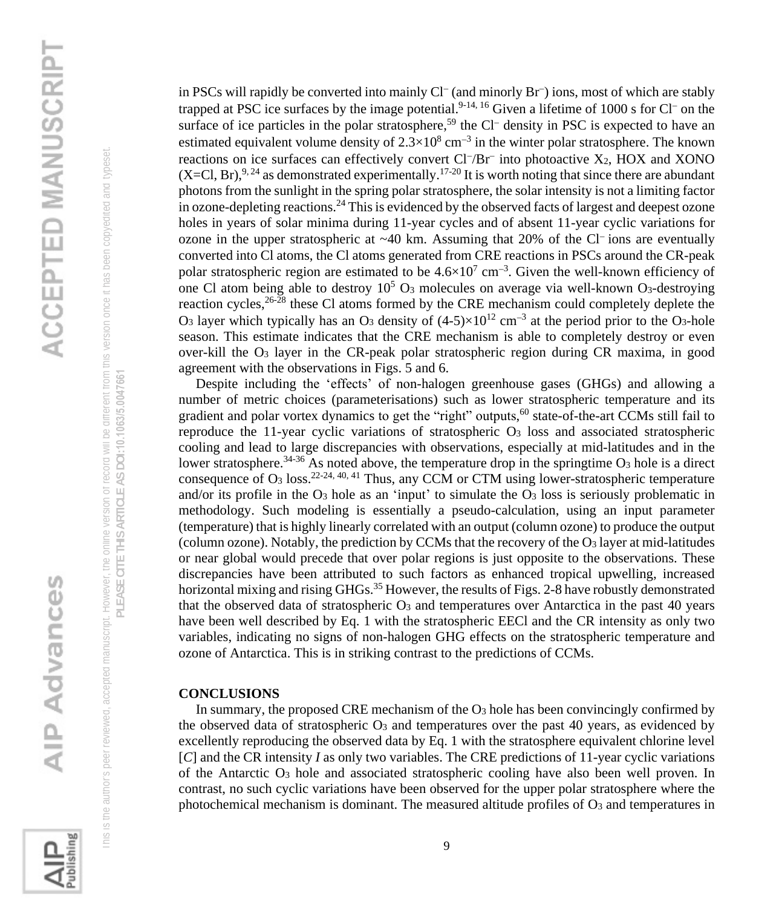in PSCs will rapidly be converted into mainly $Cl^-$ (and minorly $Br^-$) ions, most of which are stably trapped at PSC ice surfaces by the image potential.[9-14, 16] Given a lifetime of 1000 s for $Cl^-$ on the surface of ice particles in the polar stratosphere,[59] the $Cl^-$ density in PSC is expected to have an estimated equivalent volume density of $2.3\times10^8$ cm$^{-3}$ in the winter polar stratosphere. The known reactions on ice surfaces can effectively convert $Cl^-$/$Br^-$ into photoactive $X_2$, HOX and XONO (X=Cl, Br),[9, 24] as demonstrated experimentally.[17-20] It is worth noting that since there are abundant photons from the sunlight in the spring polar stratosphere, the solar intensity is not a limiting factor in ozone-depleting reactions.[24] This is evidenced by the observed facts of largest and deepest ozone holes in years of solar minima during 11-year cycles and of absent 11-year cyclic variations for ozone in the upper stratospheric at ~40 km. Assuming that 20% of the $Cl^-$ ions are eventually converted into Cl atoms, the Cl atoms generated from CRE reactions in PSCs around the CR-peak polar stratospheric region are estimated to be $4.6\times10^7$ cm$^{-3}$. Given the well-known efficiency of one Cl atom being able to destroy $10^5$ $O_3$ molecules on average via well-known $O_3$-destroying reaction cycles,[26-28] these Cl atoms formed by the CRE mechanism could completely deplete the $O_3$ layer which typically has an $O_3$ density of $(4\text{-}5)\times10^{12}$ cm$^{-3}$ at the period prior to the $O_3$-hole season. This estimate indicates that the CRE mechanism is able to completely destroy or even over-kill the $O_3$ layer in the CR-peak polar stratospheric region during CR maxima, in good agreement with the observations in Figs. 5 and 6.

Despite including the 'effects' of non-halogen greenhouse gases (GHGs) and allowing a number of metric choices (parameterisations) such as lower stratospheric temperature and its gradient and polar vortex dynamics to get the "right" outputs,[60] state-of-the-art CCMs still fail to reproduce the 11-year cyclic variations of stratospheric $O_3$ loss and associated stratospheric cooling and lead to large discrepancies with observations, especially at mid-latitudes and in the lower stratosphere.[34-36] As noted above, the temperature drop in the springtime $O_3$ hole is a direct consequence of $O_3$ loss.[22-24, 40, 41] Thus, any CCM or CTM using lower-stratospheric temperature and/or its profile in the $O_3$ hole as an 'input' to simulate the $O_3$ loss is seriously problematic in methodology. Such modeling is essentially a pseudo-calculation, using an input parameter (temperature) that is highly linearly correlated with an output (column ozone) to produce the output (column ozone). Notably, the prediction by CCMs that the recovery of the $O_3$ layer at mid-latitudes or near global would precede that over polar regions is just opposite to the observations. These discrepancies have been attributed to such factors as enhanced tropical upwelling, increased horizontal mixing and rising GHGs.[35] However, the results of Figs. 2-8 have robustly demonstrated that the observed data of stratospheric $O_3$ and temperatures over Antarctica in the past 40 years have been well described by Eq. 1 with the stratospheric EECl and the CR intensity as only two variables, indicating no signs of non-halogen GHG effects on the stratospheric temperature and ozone of Antarctica. This is in striking contrast to the predictions of CCMs.

## CONCLUSIONS

In summary, the proposed CRE mechanism of the $O_3$ hole has been convincingly confirmed by the observed data of stratospheric $O_3$ and temperatures over the past 40 years, as evidenced by excellently reproducing the observed data by Eq. 1 with the stratosphere equivalent chlorine level $[C]$ and the CR intensity $I$ as only two variables. The CRE predictions of 11-year cyclic variations of the Antarctic $O_3$ hole and associated stratospheric cooling have also been well proven. In contrast, no such cyclic variations have been observed for the upper polar stratosphere where the photochemical mechanism is dominant. The measured altitude profiles of $O_3$ and temperatures in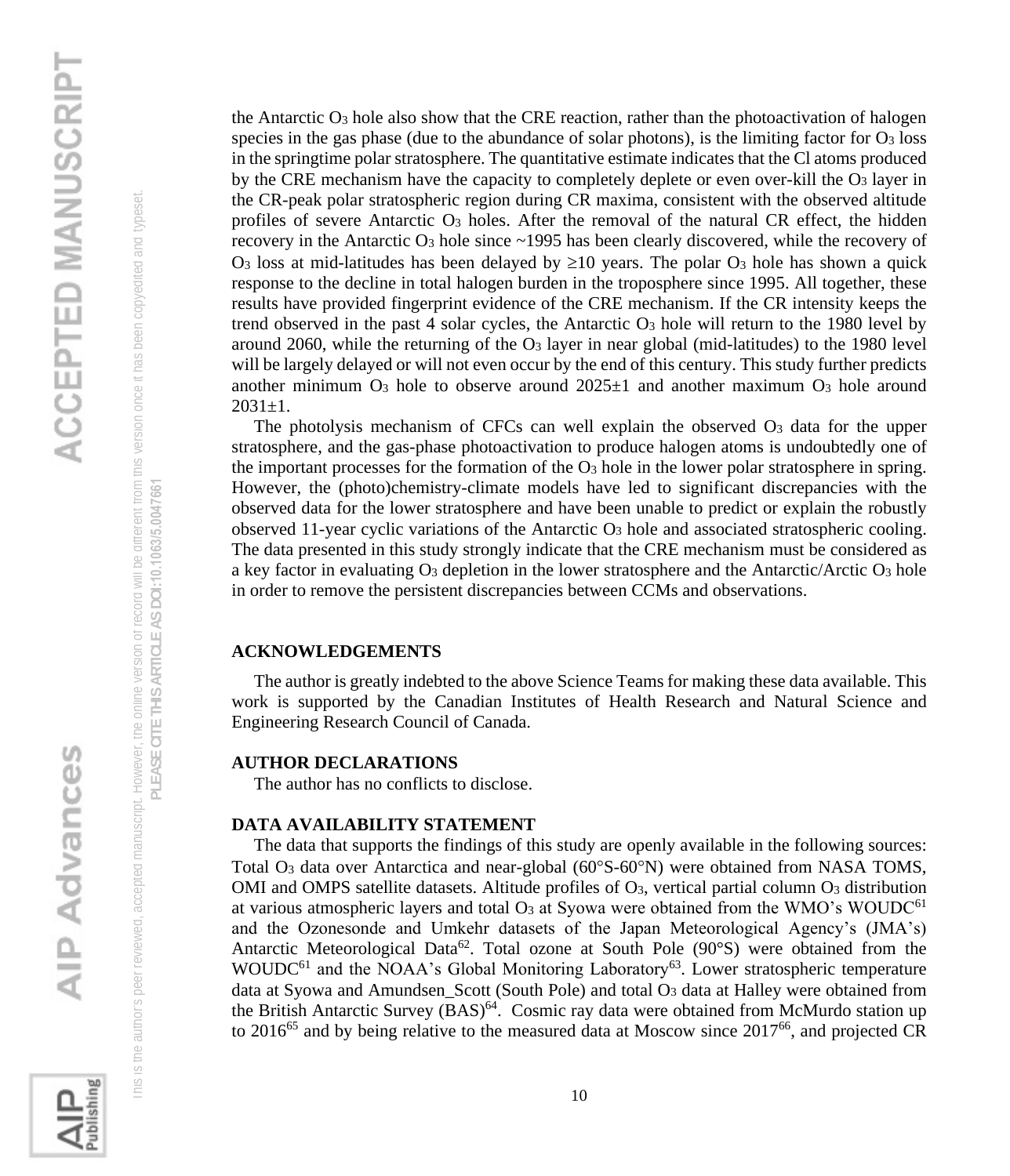the Antarctic $O_3$ hole also show that the CRE reaction, rather than the photoactivation of halogen species in the gas phase (due to the abundance of solar photons), is the limiting factor for $O_3$ loss in the springtime polar stratosphere. The quantitative estimate indicates that the Cl atoms produced by the CRE mechanism have the capacity to completely deplete or even over-kill the $O_3$ layer in the CR-peak polar stratospheric region during CR maxima, consistent with the observed altitude profiles of severe Antarctic $O_3$ holes. After the removal of the natural CR effect, the hidden recovery in the Antarctic $O_3$ hole since ~1995 has been clearly discovered, while the recovery of $O_3$ loss at mid-latitudes has been delayed by ≥10 years. The polar $O_3$ hole has shown a quick response to the decline in total halogen burden in the troposphere since 1995. All together, these results have provided fingerprint evidence of the CRE mechanism. If the CR intensity keeps the trend observed in the past 4 solar cycles, the Antarctic $O_3$ hole will return to the 1980 level by around 2060, while the returning of the $O_3$ layer in near global (mid-latitudes) to the 1980 level will be largely delayed or will not even occur by the end of this century. This study further predicts another minimum $O_3$ hole to observe around 2025±1 and another maximum $O_3$ hole around 2031±1.

The photolysis mechanism of CFCs can well explain the observed $O_3$ data for the upper stratosphere, and the gas-phase photoactivation to produce halogen atoms is undoubtedly one of the important processes for the formation of the $O_3$ hole in the lower polar stratosphere in spring. However, the (photo)chemistry-climate models have led to significant discrepancies with the observed data for the lower stratosphere and have been unable to predict or explain the robustly observed 11-year cyclic variations of the Antarctic $O_3$ hole and associated stratospheric cooling. The data presented in this study strongly indicate that the CRE mechanism must be considered as a key factor in evaluating $O_3$ depletion in the lower stratosphere and the Antarctic/Arctic $O_3$ hole in order to remove the persistent discrepancies between CCMs and observations.

## ACKNOWLEDGEMENTS

The author is greatly indebted to the above Science Teams for making these data available. This work is supported by the Canadian Institutes of Health Research and Natural Science and Engineering Research Council of Canada.

## AUTHOR DECLARATIONS

The author has no conflicts to disclose.

## DATA AVAILABILITY STATEMENT

The data that supports the findings of this study are openly available in the following sources: Total $O_3$ data over Antarctica and near-global (60°S-60°N) were obtained from NASA TOMS, OMI and OMPS satellite datasets. Altitude profiles of $O_3$, vertical partial column $O_3$ distribution at various atmospheric layers and total $O_3$ at Syowa were obtained from the WMO's WOUDC[61] and the Ozonesonde and Umkehr datasets of the Japan Meteorological Agency's (JMA's) Antarctic Meteorological Data[62]. Total ozone at South Pole (90°S) were obtained from the WOUDC[61] and the NOAA's Global Monitoring Laboratory[63]. Lower stratospheric temperature data at Syowa and Amundsen_Scott (South Pole) and total $O_3$ data at Halley were obtained from the British Antarctic Survey (BAS)[64]. Cosmic ray data were obtained from McMurdo station up to 2016[65] and by being relative to the measured data at Moscow since 2017[66], and projected CR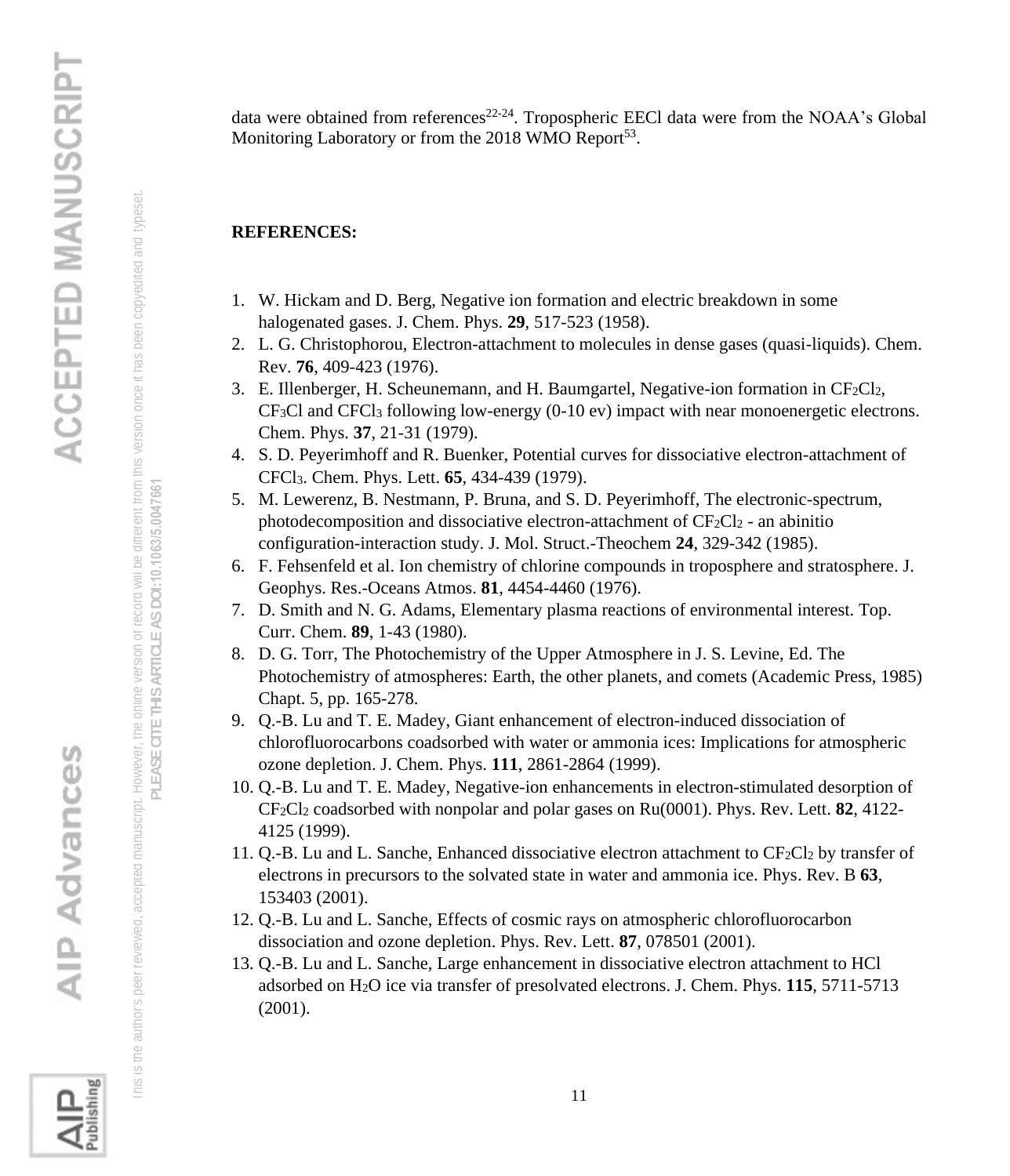data were obtained from references[22-24]. Tropospheric EECl data were from the NOAA's Global Monitoring Laboratory or from the 2018 WMO Report[53].

**REFERENCES:**

1. W. Hickam and D. Berg, Negative ion formation and electric breakdown in some halogenated gases. J. Chem. Phys. **29**, 517-523 (1958).
2. L. G. Christophorou, Electron-attachment to molecules in dense gases (quasi-liquids). Chem. Rev. **76**, 409-423 (1976).
3. E. Illenberger, H. Scheunemann, and H. Baumgartel, Negative-ion formation in $CF_2Cl_2$, $CF_3Cl$ and $CFCl_3$ following low-energy (0-10 ev) impact with near monoenergetic electrons. Chem. Phys. **37**, 21-31 (1979).
4. S. D. Peyerimhoff and R. Buenker, Potential curves for dissociative electron-attachment of $CFCl_3$. Chem. Phys. Lett. **65**, 434-439 (1979).
5. M. Lewerenz, B. Nestmann, P. Bruna, and S. D. Peyerimhoff, The electronic-spectrum, photodecomposition and dissociative electron-attachment of $CF_2Cl_2$ - an abinitio configuration-interaction study. J. Mol. Struct.-Theochem **24**, 329-342 (1985).
6. F. Fehsenfeld et al. Ion chemistry of chlorine compounds in troposphere and stratosphere. J. Geophys. Res.-Oceans Atmos. **81**, 4454-4460 (1976).
7. D. Smith and N. G. Adams, Elementary plasma reactions of environmental interest. Top. Curr. Chem. **89**, 1-43 (1980).
8. D. G. Torr, The Photochemistry of the Upper Atmosphere in J. S. Levine, Ed. The Photochemistry of atmospheres: Earth, the other planets, and comets (Academic Press, 1985) Chapt. 5, pp. 165-278.
9. Q.-B. Lu and T. E. Madey, Giant enhancement of electron-induced dissociation of chlorofluorocarbons coadsorbed with water or ammonia ices: Implications for atmospheric ozone depletion. J. Chem. Phys. **111**, 2861-2864 (1999).
10. Q.-B. Lu and T. E. Madey, Negative-ion enhancements in electron-stimulated desorption of $CF_2Cl_2$ coadsorbed with nonpolar and polar gases on Ru(0001). Phys. Rev. Lett. **82**, 4122-4125 (1999).
11. Q.-B. Lu and L. Sanche, Enhanced dissociative electron attachment to $CF_2Cl_2$ by transfer of electrons in precursors to the solvated state in water and ammonia ice. Phys. Rev. B **63**, 153403 (2001).
12. Q.-B. Lu and L. Sanche, Effects of cosmic rays on atmospheric chlorofluorocarbon dissociation and ozone depletion. Phys. Rev. Lett. **87**, 078501 (2001).
13. Q.-B. Lu and L. Sanche, Large enhancement in dissociative electron attachment to HCl adsorbed on $H_2O$ ice via transfer of presolvated electrons. J. Chem. Phys. **115**, 5711-5713 (2001).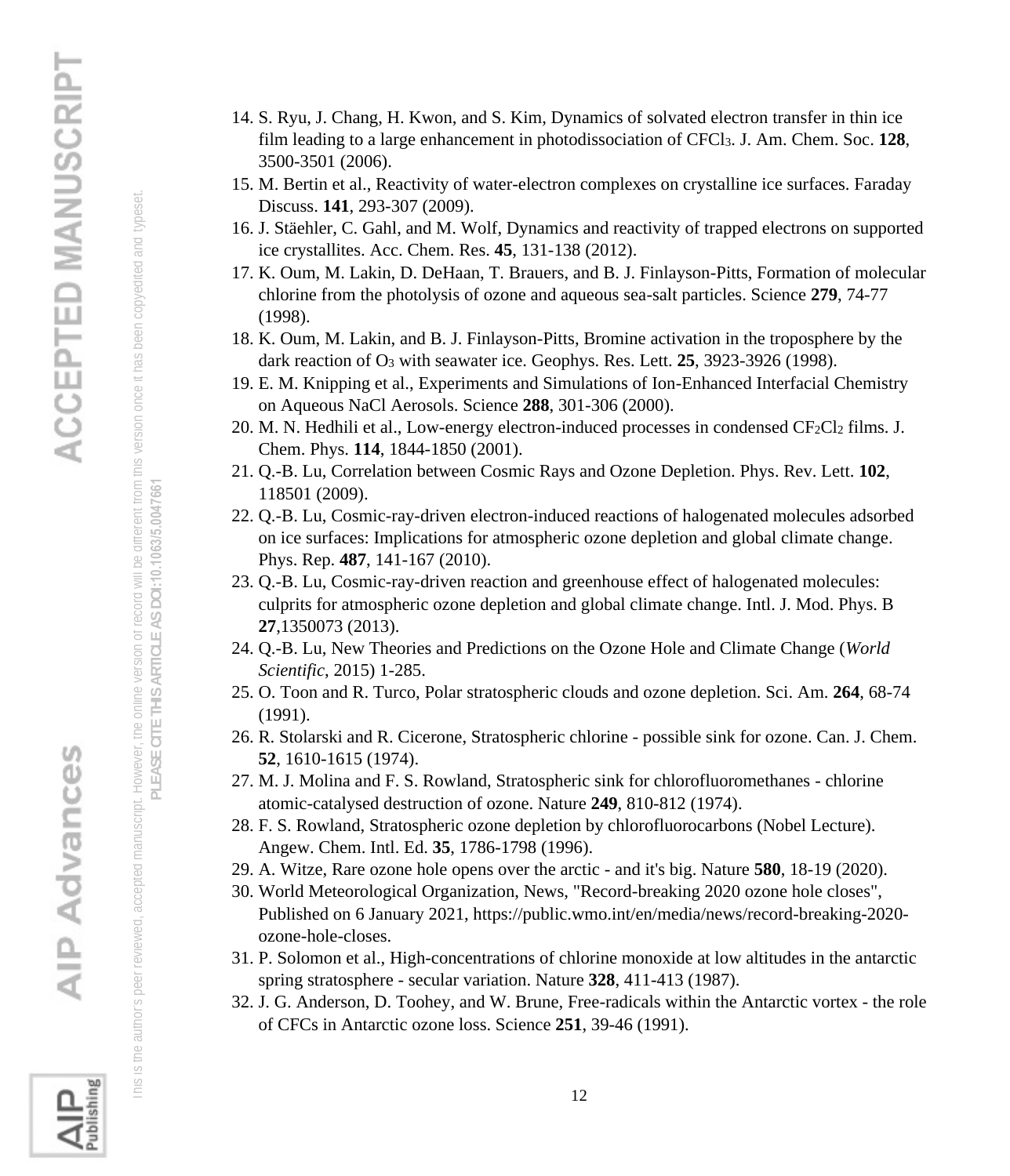14. S. Ryu, J. Chang, H. Kwon, and S. Kim, Dynamics of solvated electron transfer in thin ice film leading to a large enhancement in photodissociation of $CFCl_3$. J. Am. Chem. Soc. **128**, 3500-3501 (2006).
15. M. Bertin et al., Reactivity of water-electron complexes on crystalline ice surfaces. Faraday Discuss. **141**, 293-307 (2009).
16. J. Stäehler, C. Gahl, and M. Wolf, Dynamics and reactivity of trapped electrons on supported ice crystallites. Acc. Chem. Res. **45**, 131-138 (2012).
17. K. Oum, M. Lakin, D. DeHaan, T. Brauers, and B. J. Finlayson-Pitts, Formation of molecular chlorine from the photolysis of ozone and aqueous sea-salt particles. Science **279**, 74-77 (1998).
18. K. Oum, M. Lakin, and B. J. Finlayson-Pitts, Bromine activation in the troposphere by the dark reaction of $O_3$ with seawater ice. Geophys. Res. Lett. **25**, 3923-3926 (1998).
19. E. M. Knipping et al., Experiments and Simulations of Ion-Enhanced Interfacial Chemistry on Aqueous NaCl Aerosols. Science **288**, 301-306 (2000).
20. M. N. Hedhili et al., Low-energy electron-induced processes in condensed $CF_2Cl_2$ films. J. Chem. Phys. **114**, 1844-1850 (2001).
21. Q.-B. Lu, Correlation between Cosmic Rays and Ozone Depletion. Phys. Rev. Lett. **102**, 118501 (2009).
22. Q.-B. Lu, Cosmic-ray-driven electron-induced reactions of halogenated molecules adsorbed on ice surfaces: Implications for atmospheric ozone depletion and global climate change. Phys. Rep. **487**, 141-167 (2010).
23. Q.-B. Lu, Cosmic-ray-driven reaction and greenhouse effect of halogenated molecules: culprits for atmospheric ozone depletion and global climate change. Intl. J. Mod. Phys. B **27**,1350073 (2013).
24. Q.-B. Lu, New Theories and Predictions on the Ozone Hole and Climate Change (*World Scientific*, 2015) 1-285.
25. O. Toon and R. Turco, Polar stratospheric clouds and ozone depletion. Sci. Am. **264**, 68-74 (1991).
26. R. Stolarski and R. Cicerone, Stratospheric chlorine - possible sink for ozone. Can. J. Chem. **52**, 1610-1615 (1974).
27. M. J. Molina and F. S. Rowland, Stratospheric sink for chlorofluoromethanes - chlorine atomic-catalysed destruction of ozone. Nature **249**, 810-812 (1974).
28. F. S. Rowland, Stratospheric ozone depletion by chlorofluorocarbons (Nobel Lecture). Angew. Chem. Intl. Ed. **35**, 1786-1798 (1996).
29. A. Witze, Rare ozone hole opens over the arctic - and it's big. Nature **580**, 18-19 (2020).
30. World Meteorological Organization, News, "Record-breaking 2020 ozone hole closes", Published on 6 January 2021, https://public.wmo.int/en/media/news/record-breaking-2020-ozone-hole-closes.
31. P. Solomon et al., High-concentrations of chlorine monoxide at low altitudes in the antarctic spring stratosphere - secular variation. Nature **328**, 411-413 (1987).
32. J. G. Anderson, D. Toohey, and W. Brune, Free-radicals within the Antarctic vortex - the role of CFCs in Antarctic ozone loss. Science **251**, 39-46 (1991).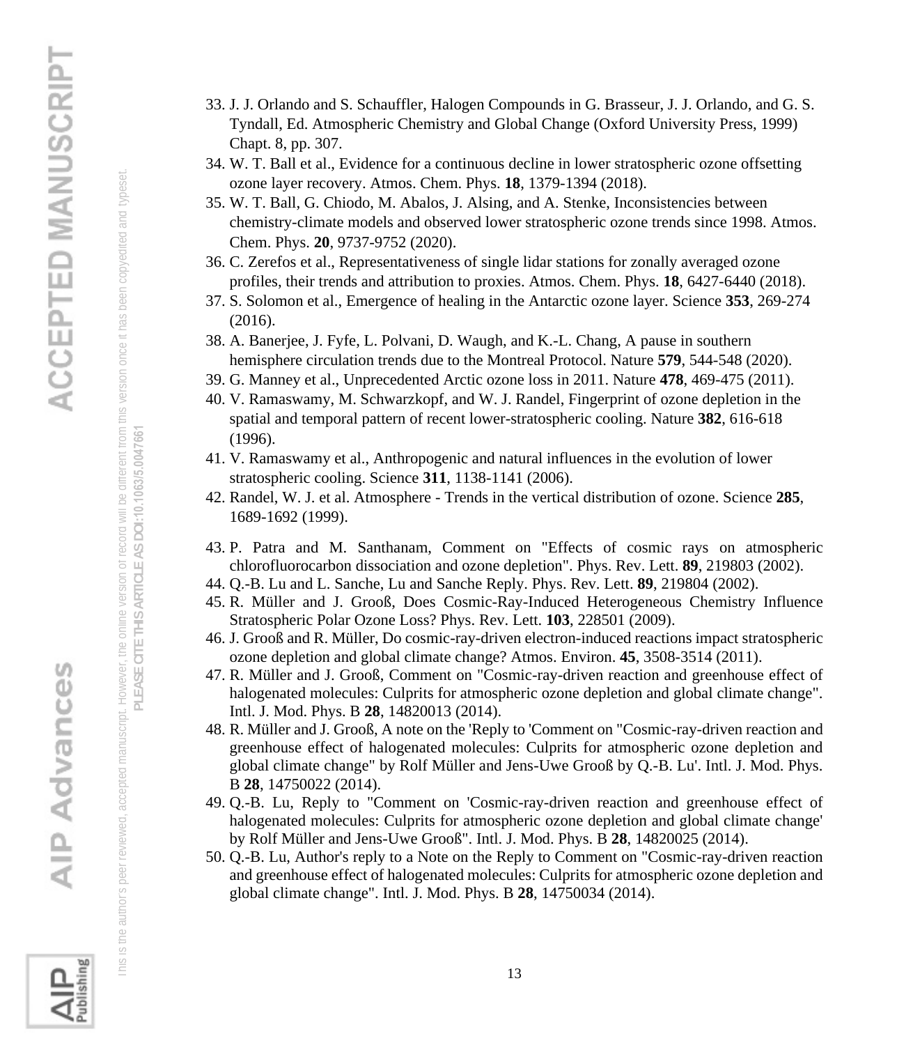33. J. J. Orlando and S. Schauffler, Halogen Compounds in G. Brasseur, J. J. Orlando, and G. S. Tyndall, Ed. Atmospheric Chemistry and Global Change (Oxford University Press, 1999) Chapt. 8, pp. 307.
34. W. T. Ball et al., Evidence for a continuous decline in lower stratospheric ozone offsetting ozone layer recovery. Atmos. Chem. Phys. **18**, 1379-1394 (2018).
35. W. T. Ball, G. Chiodo, M. Abalos, J. Alsing, and A. Stenke, Inconsistencies between chemistry-climate models and observed lower stratospheric ozone trends since 1998. Atmos. Chem. Phys. **20**, 9737-9752 (2020).
36. C. Zerefos et al., Representativeness of single lidar stations for zonally averaged ozone profiles, their trends and attribution to proxies. Atmos. Chem. Phys. **18**, 6427-6440 (2018).
37. S. Solomon et al., Emergence of healing in the Antarctic ozone layer. Science **353**, 269-274 (2016).
38. A. Banerjee, J. Fyfe, L. Polvani, D. Waugh, and K.-L. Chang, A pause in southern hemisphere circulation trends due to the Montreal Protocol. Nature **579**, 544-548 (2020).
39. G. Manney et al., Unprecedented Arctic ozone loss in 2011. Nature **478**, 469-475 (2011).
40. V. Ramaswamy, M. Schwarzkopf, and W. J. Randel, Fingerprint of ozone depletion in the spatial and temporal pattern of recent lower-stratospheric cooling. Nature **382**, 616-618 (1996).
41. V. Ramaswamy et al., Anthropogenic and natural influences in the evolution of lower stratospheric cooling. Science **311**, 1138-1141 (2006).
42. Randel, W. J. et al. Atmosphere - Trends in the vertical distribution of ozone. Science **285**, 1689-1692 (1999).
43. P. Patra and M. Santhanam, Comment on "Effects of cosmic rays on atmospheric chlorofluorocarbon dissociation and ozone depletion". Phys. Rev. Lett. **89**, 219803 (2002).
44. Q.-B. Lu and L. Sanche, Lu and Sanche Reply. Phys. Rev. Lett. **89**, 219804 (2002).
45. R. Müller and J. Grooß, Does Cosmic-Ray-Induced Heterogeneous Chemistry Influence Stratospheric Polar Ozone Loss? Phys. Rev. Lett. **103**, 228501 (2009).
46. J. Grooß and R. Müller, Do cosmic-ray-driven electron-induced reactions impact stratospheric ozone depletion and global climate change? Atmos. Environ. **45**, 3508-3514 (2011).
47. R. Müller and J. Grooß, Comment on "Cosmic-ray-driven reaction and greenhouse effect of halogenated molecules: Culprits for atmospheric ozone depletion and global climate change". Intl. J. Mod. Phys. B **28**, 14820013 (2014).
48. R. Müller and J. Grooß, A note on the 'Reply to 'Comment on "Cosmic-ray-driven reaction and greenhouse effect of halogenated molecules: Culprits for atmospheric ozone depletion and global climate change" by Rolf Müller and Jens-Uwe Grooß by Q.-B. Lu'. Intl. J. Mod. Phys. B **28**, 14750022 (2014).
49. Q.-B. Lu, Reply to "Comment on 'Cosmic-ray-driven reaction and greenhouse effect of halogenated molecules: Culprits for atmospheric ozone depletion and global climate change' by Rolf Müller and Jens-Uwe Grooß". Intl. J. Mod. Phys. B **28**, 14820025 (2014).
50. Q.-B. Lu, Author's reply to a Note on the Reply to Comment on "Cosmic-ray-driven reaction and greenhouse effect of halogenated molecules: Culprits for atmospheric ozone depletion and global climate change". Intl. J. Mod. Phys. B **28**, 14750034 (2014).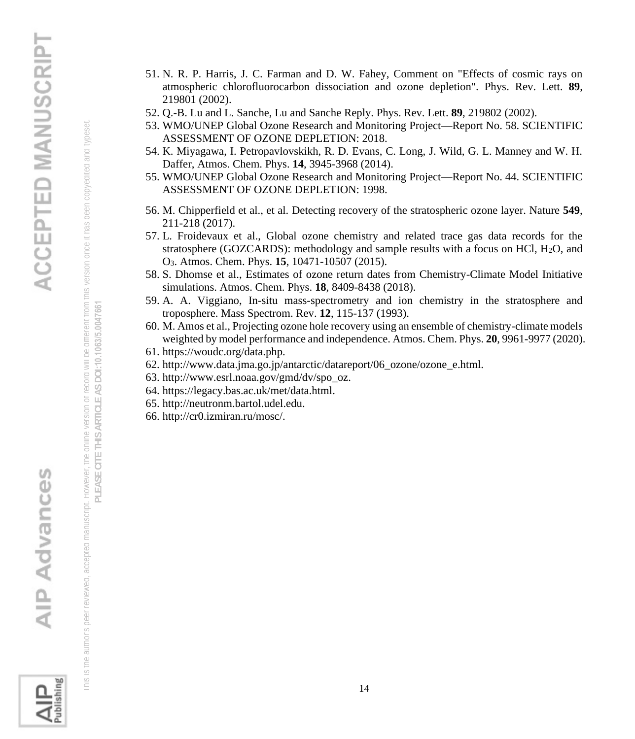51. N. R. P. Harris, J. C. Farman and D. W. Fahey, Comment on "Effects of cosmic rays on atmospheric chlorofluorocarbon dissociation and ozone depletion". Phys. Rev. Lett. **89**, 219801 (2002).
52. Q.-B. Lu and L. Sanche, Lu and Sanche Reply. Phys. Rev. Lett. **89**, 219802 (2002).
53. WMO/UNEP Global Ozone Research and Monitoring Project—Report No. 58. SCIENTIFIC ASSESSMENT OF OZONE DEPLETION: 2018.
54. K. Miyagawa, I. Petropavlovskikh, R. D. Evans, C. Long, J. Wild, G. L. Manney and W. H. Daffer, Atmos. Chem. Phys. **14**, 3945-3968 (2014).
55. WMO/UNEP Global Ozone Research and Monitoring Project—Report No. 44. SCIENTIFIC ASSESSMENT OF OZONE DEPLETION: 1998.
56. M. Chipperfield et al., et al. Detecting recovery of the stratospheric ozone layer. Nature **549**, 211-218 (2017).
57. L. Froidevaux et al., Global ozone chemistry and related trace gas data records for the stratosphere (GOZCARDS): methodology and sample results with a focus on HCl, $H_2O$, and $O_3$. Atmos. Chem. Phys. **15**, 10471-10507 (2015).
58. S. Dhomse et al., Estimates of ozone return dates from Chemistry-Climate Model Initiative simulations. Atmos. Chem. Phys. **18**, 8409-8438 (2018).
59. A. A. Viggiano, In-situ mass-spectrometry and ion chemistry in the stratosphere and troposphere. Mass Spectrom. Rev. **12**, 115-137 (1993).
60. M. Amos et al., Projecting ozone hole recovery using an ensemble of chemistry-climate models weighted by model performance and independence. Atmos. Chem. Phys. **20**, 9961-9977 (2020).
61. https://woudc.org/data.php.
62. http://www.data.jma.go.jp/antarctic/datareport/06_ozone/ozone_e.html.
63. http://www.esrl.noaa.gov/gmd/dv/spo_oz.
64. https://legacy.bas.ac.uk/met/data.html.
65. http://neutronm.bartol.udel.edu.
66. http://cr0.izmiran.ru/mosc/.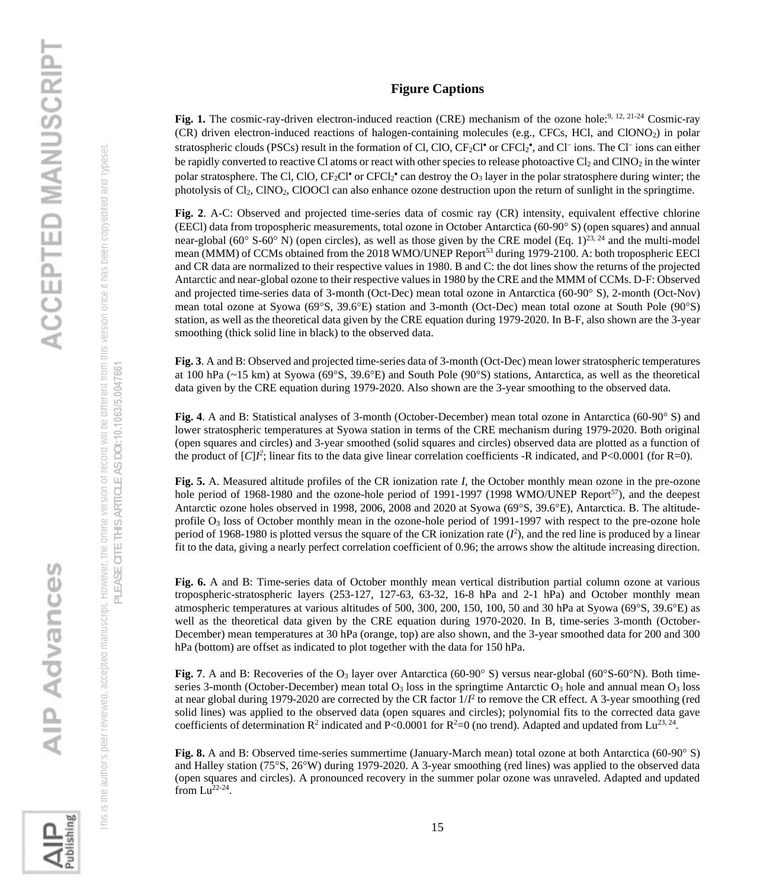# Figure Captions

**Fig. 1.** The cosmic-ray-driven electron-induced reaction (CRE) mechanism of the ozone hole:[9, 12, 21-24] Cosmic-ray (CR) driven electron-induced reactions of halogen-containing molecules (e.g., CFCs, HCl, and $ClONO_2$) in polar stratospheric clouds (PSCs) result in the formation of Cl, ClO, $CF_2Cl^{\bullet}$ or $CFCl_2^{\bullet}$, and $Cl^-$ ions. The $Cl^-$ ions can either be rapidly converted to reactive Cl atoms or react with other species to release photoactive $Cl_2$ and $ClNO_2$ in the winter polar stratosphere. The Cl, ClO, $CF_2Cl^{\bullet}$ or $CFCl_2^{\bullet}$ can destroy the $O_3$ layer in the polar stratosphere during winter; the photolysis of $Cl_2$, $ClNO_2$, ClOOCl can also enhance ozone destruction upon the return of sunlight in the springtime.

**Fig. 2**. A-C: Observed and projected time-series data of cosmic ray (CR) intensity, equivalent effective chlorine (EECl) data from tropospheric measurements, total ozone in October Antarctica (60-90° S) (open squares) and annual near-global (60° S-60° N) (open circles), as well as those given by the CRE model (Eq. 1)[23, 24] and the multi-model mean (MMM) of CCMs obtained from the 2018 WMO/UNEP Report[53] during 1979-2100. A: both tropospheric EECl and CR data are normalized to their respective values in 1980. B and C: the dot lines show the returns of the projected Antarctic and near-global ozone to their respective values in 1980 by the CRE and the MMM of CCMs. D-F: Observed and projected time-series data of 3-month (Oct-Dec) mean total ozone in Antarctica (60-90° S), 2-month (Oct-Nov) mean total ozone at Syowa (69°S, 39.6°E) station and 3-month (Oct-Dec) mean total ozone at South Pole (90°S) station, as well as the theoretical data given by the CRE equation during 1979-2020. In B-F, also shown are the 3-year smoothing (thick solid line in black) to the observed data.

**Fig. 3**. A and B: Observed and projected time-series data of 3-month (Oct-Dec) mean lower stratospheric temperatures at 100 hPa (~15 km) at Syowa (69°S, 39.6°E) and South Pole (90°S) stations, Antarctica, as well as the theoretical data given by the CRE equation during 1979-2020. Also shown are the 3-year smoothing to the observed data.

**Fig. 4**. A and B: Statistical analyses of 3-month (October-December) mean total ozone in Antarctica (60-90° S) and lower stratospheric temperatures at Syowa station in terms of the CRE mechanism during 1979-2020. Both original (open squares and circles) and 3-year smoothed (solid squares and circles) observed data are plotted as a function of the product of $[C]I^2$; linear fits to the data give linear correlation coefficients -R indicated, and P<0.0001 (for R=0).

**Fig. 5.** A. Measured altitude profiles of the CR ionization rate $I$, the October monthly mean ozone in the pre-ozone hole period of 1968-1980 and the ozone-hole period of 1991-1997 (1998 WMO/UNEP Report[57]), and the deepest Antarctic ozone holes observed in 1998, 2006, 2008 and 2020 at Syowa (69°S, 39.6°E), Antarctica. B. The altitude-profile $O_3$ loss of October monthly mean in the ozone-hole period of 1991-1997 with respect to the pre-ozone hole period of 1968-1980 is plotted versus the square of the CR ionization rate ($I^2$), and the red line is produced by a linear fit to the data, giving a nearly perfect correlation coefficient of 0.96; the arrows show the altitude increasing direction.

**Fig. 6.** A and B: Time-series data of October monthly mean vertical distribution partial column ozone at various tropospheric-stratospheric layers (253-127, 127-63, 63-32, 16-8 hPa and 2-1 hPa) and October monthly mean atmospheric temperatures at various altitudes of 500, 300, 200, 150, 100, 50 and 30 hPa at Syowa (69°S, 39.6°E) as well as the theoretical data given by the CRE equation during 1970-2020. In B, time-series 3-month (October-December) mean temperatures at 30 hPa (orange, top) are also shown, and the 3-year smoothed data for 200 and 300 hPa (bottom) are offset as indicated to plot together with the data for 150 hPa.

**Fig. 7**. A and B: Recoveries of the $O_3$ layer over Antarctica (60-90° S) versus near-global (60°S-60°N). Both time-series 3-month (October-December) mean total $O_3$ loss in the springtime Antarctic $O_3$ hole and annual mean $O_3$ loss at near global during 1979-2020 are corrected by the CR factor $1/I^2$ to remove the CR effect. A 3-year smoothing (red solid lines) was applied to the observed data (open squares and circles); polynomial fits to the corrected data gave coefficients of determination $R^2$ indicated and P<0.0001 for $R^2$=0 (no trend). Adapted and updated from Lu[23, 24].

**Fig. 8.** A and B: Observed time-series summertime (January-March mean) total ozone at both Antarctica (60-90° S) and Halley station (75°S, 26°W) during 1979-2020. A 3-year smoothing (red lines) was applied to the observed data (open squares and circles). A pronounced recovery in the summer polar ozone was unraveled. Adapted and updated from Lu[22-24].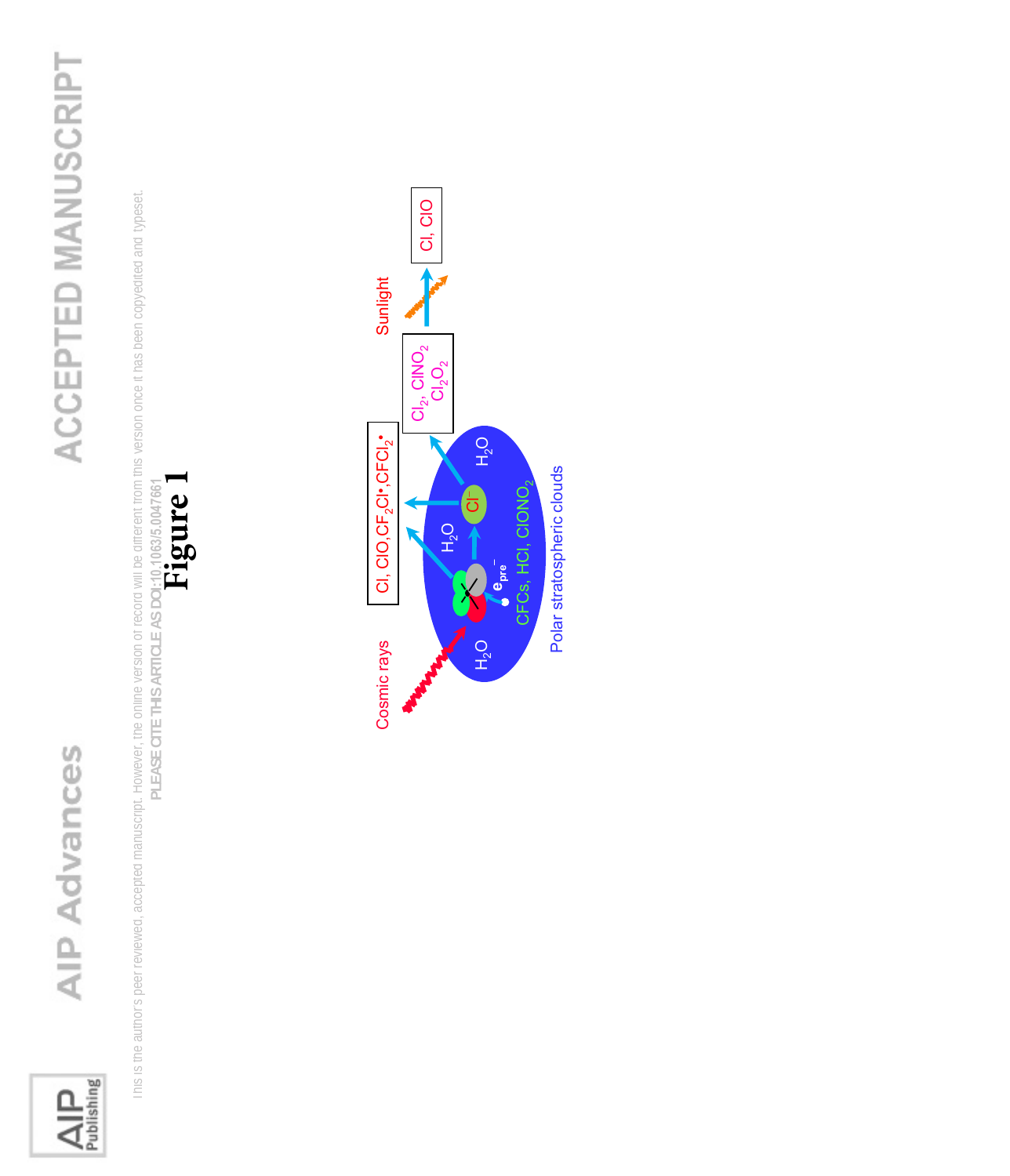# Figure 1

Cosmic rays

Sunlight

Cl, ClO, $CF_2Cl\bullet$, $CFCl_2\bullet$

$Cl_2$, $ClNO_2$, $Cl_2O_2$

Cl, ClO

$H_2O$

$H_2O$

$H_2O$

$e_{pre}^-$

$Cl^-$

CFCs, HCl, $ClONO_2$

Polar stratospheric clouds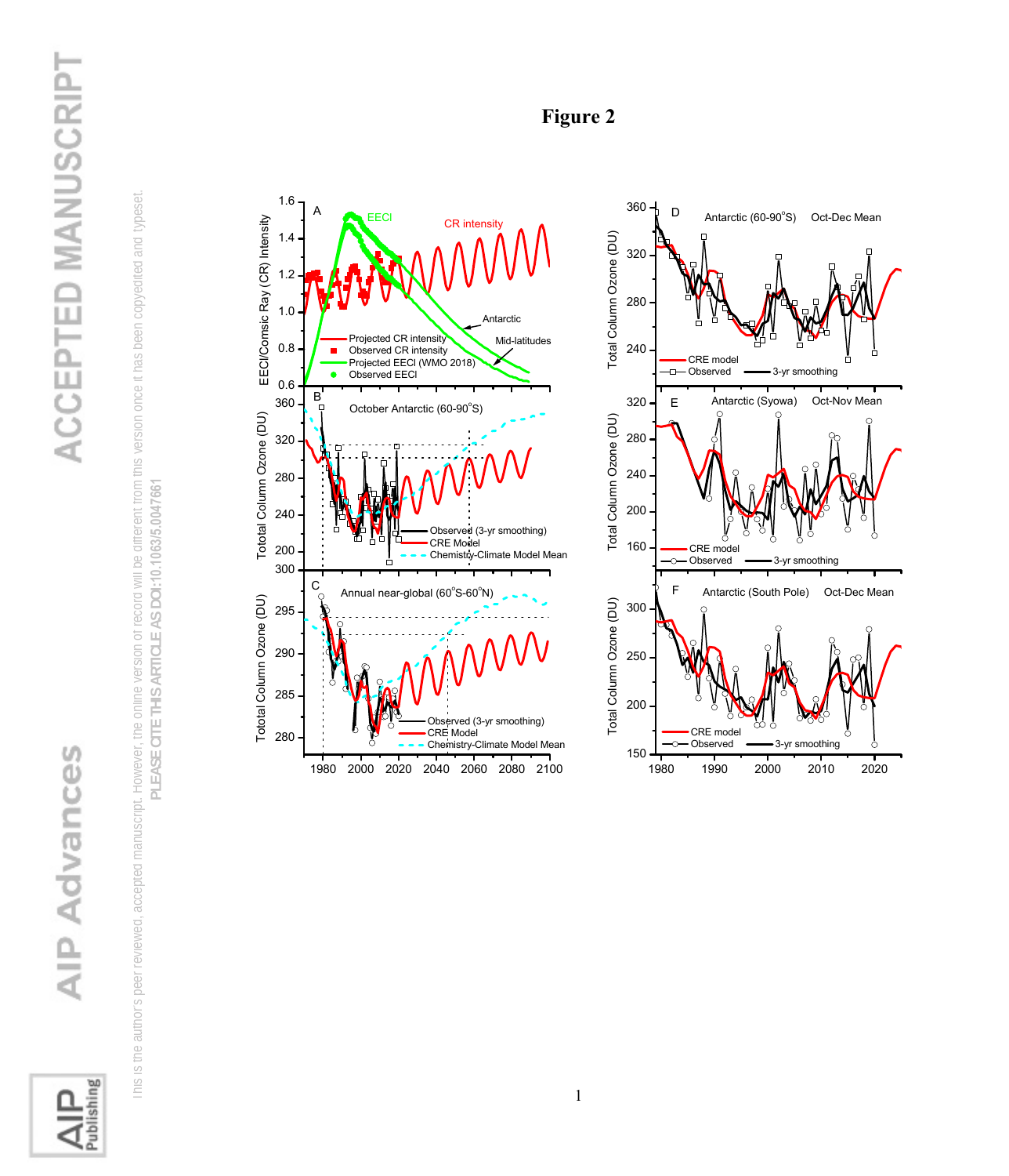# Figure 2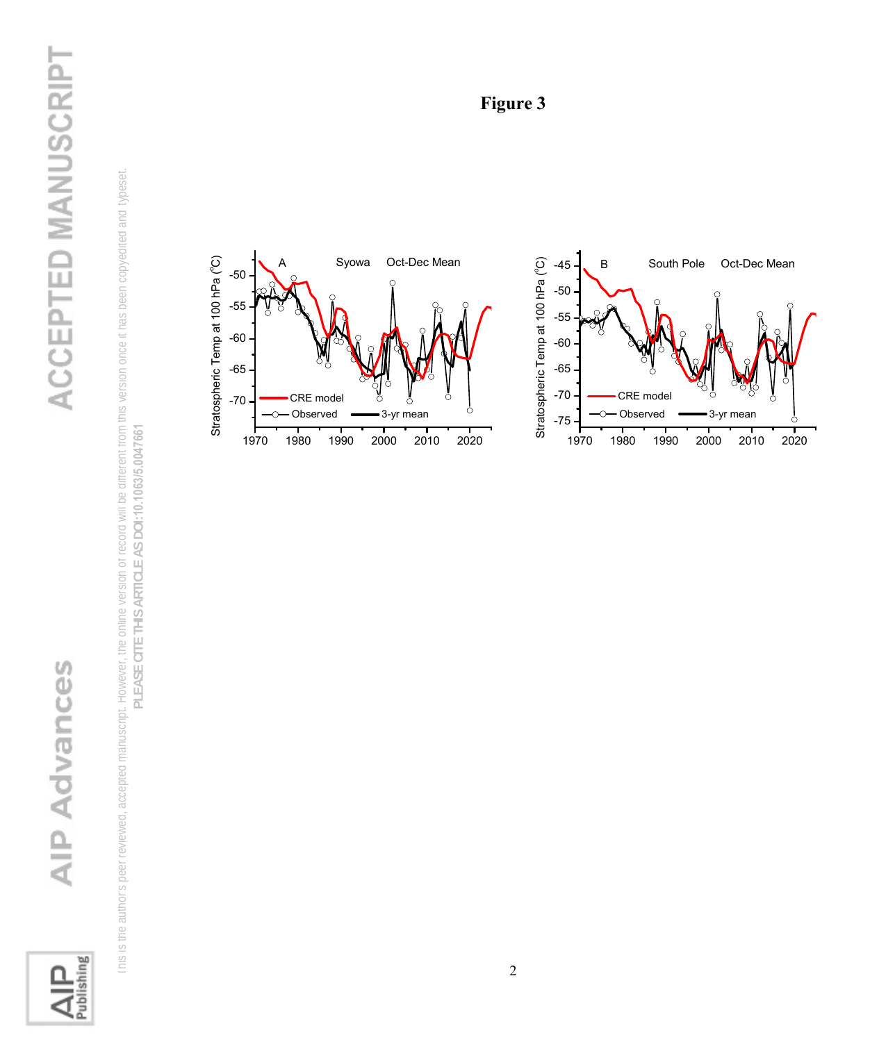# Figure 3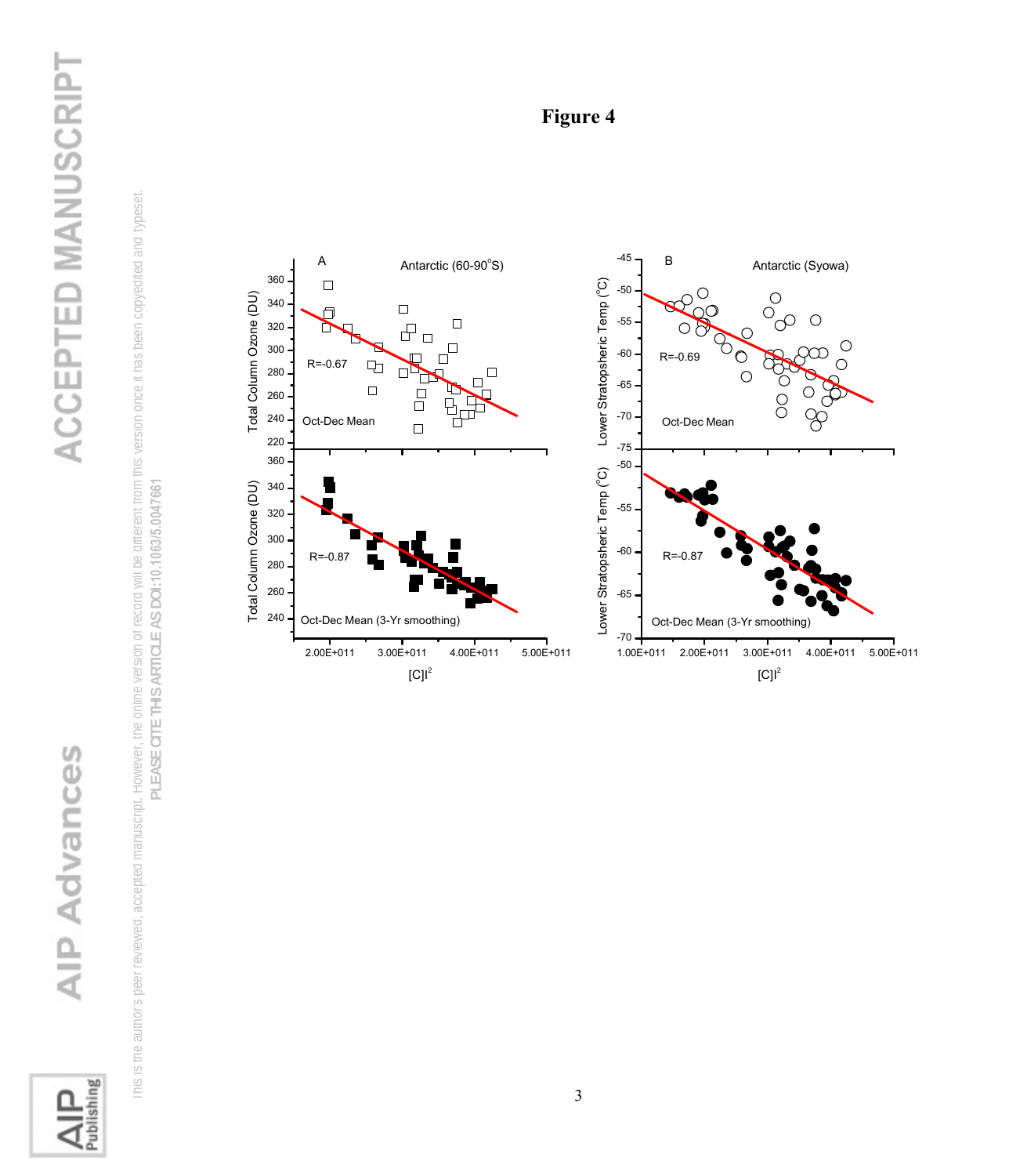# Figure 4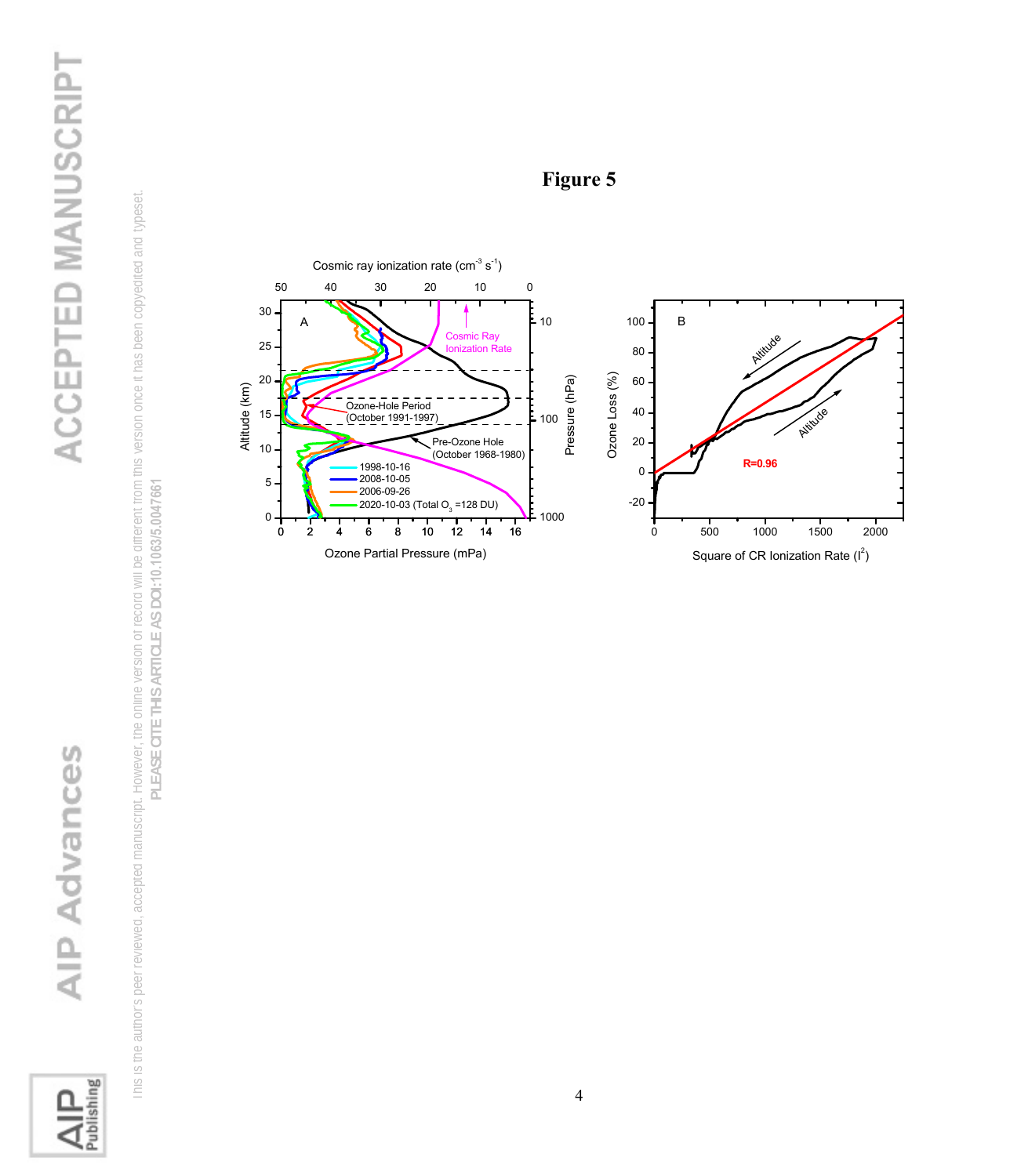**Figure 5**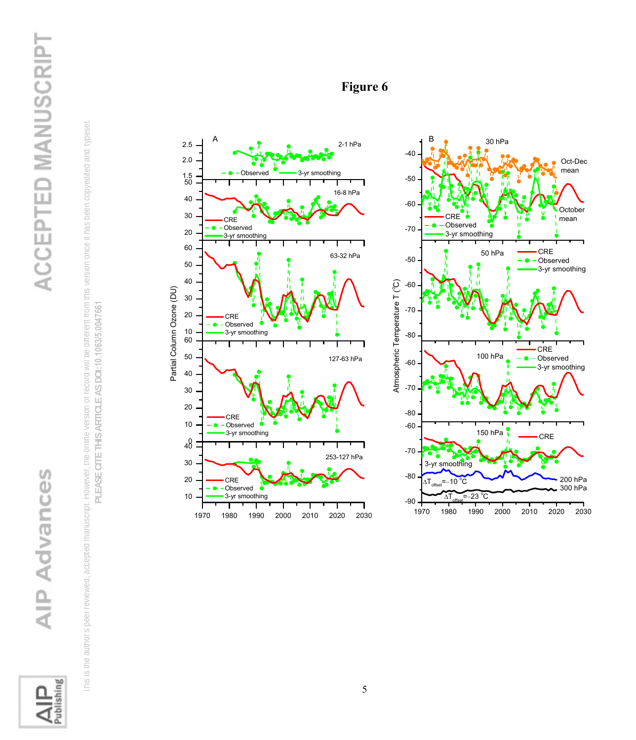**Figure 6**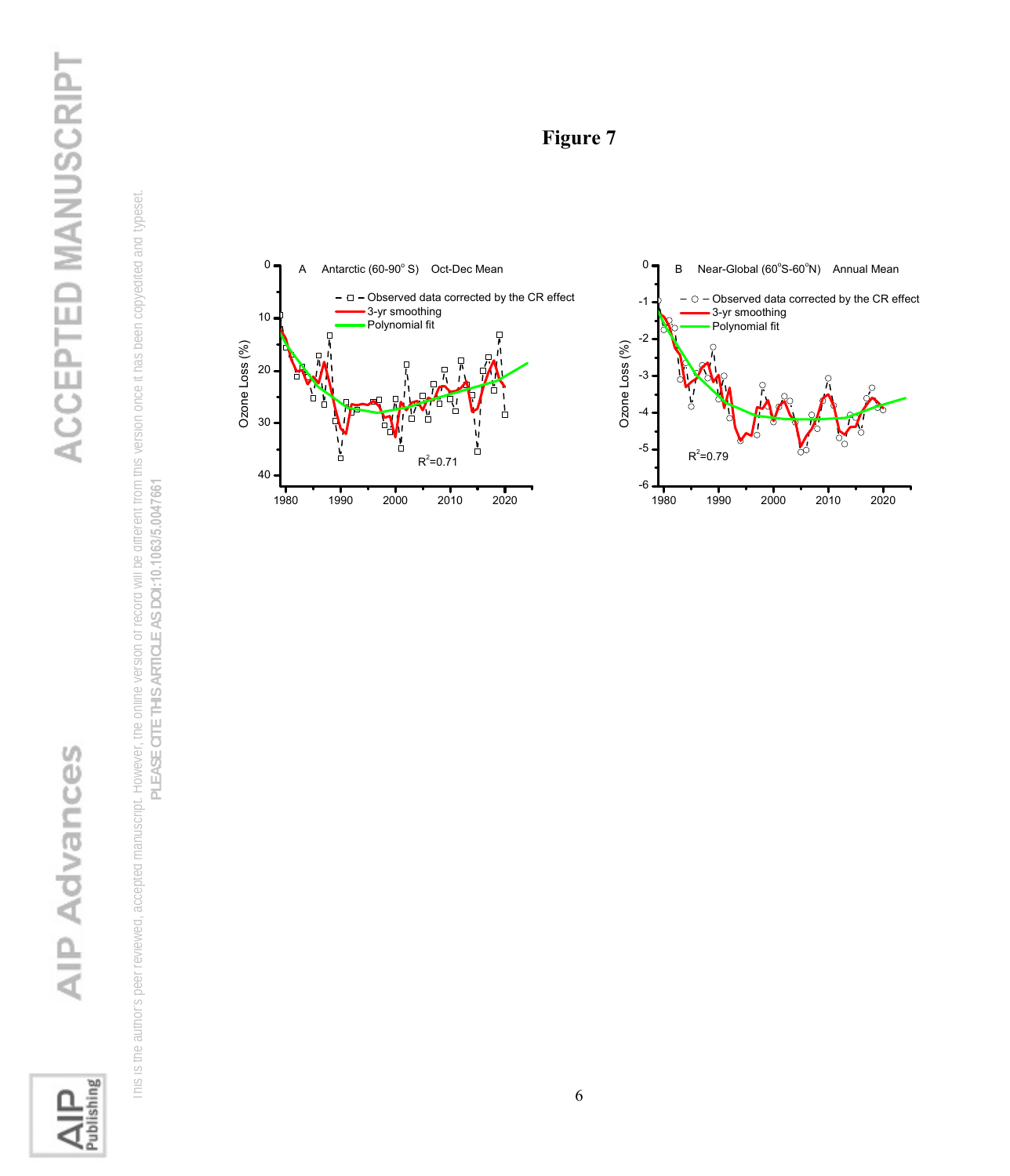# Figure 7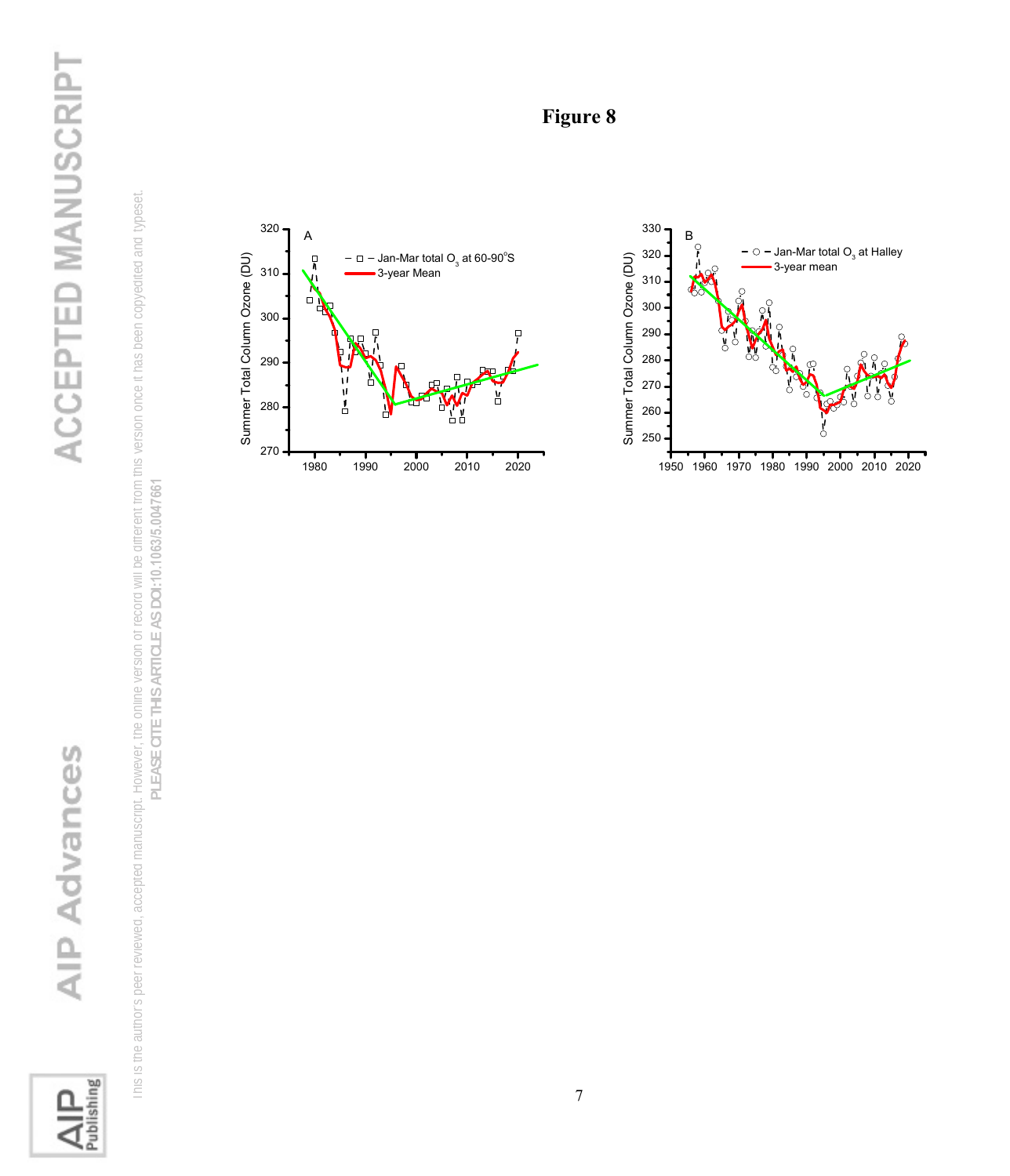# Figure 8

A

Summer Total Column Ozone (DU)

320
310
300
290
280
270

1980 1990 2000 2010 2020

Jan-Mar total $O_3$ at 60-90°S

3-year Mean

B

Summer Total Column Ozone (DU)

330
320
310
300
290
280
270
260
250

1950 1960 1970 1980 1990 2000 2010 2020

Jan-Mar total $O_3$ at Halley

3-year mean